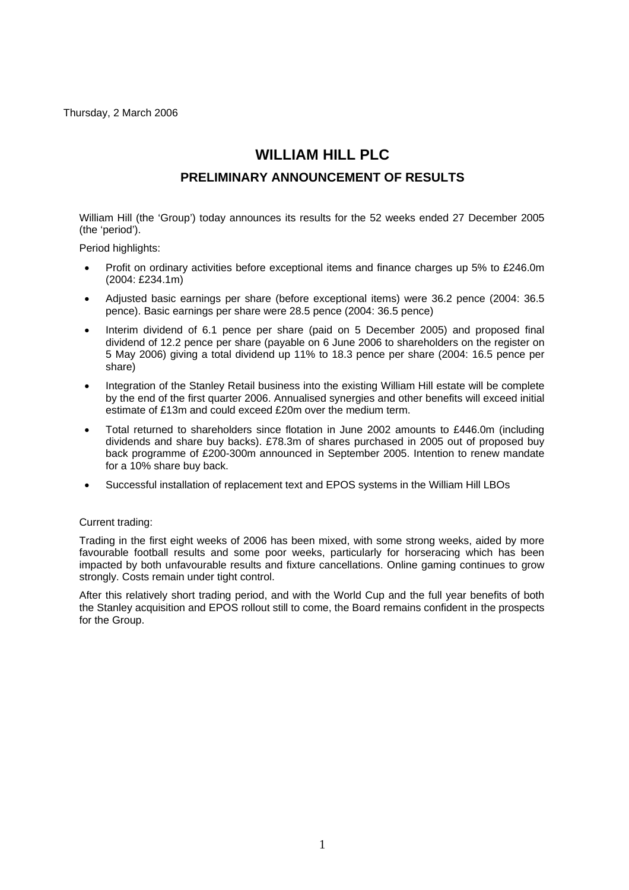Thursday, 2 March 2006

# WILLIAM HILL PLC

## PRELIMINARY ANNOUNCEMENT OF RESULTS

William Hill (the 'Group') today announces its results for the 52 weeks ended 27 December 2005 (the 'period').

Period highlights:

- Profit on ordinary activities before exceptional items and finance charges up 5% to £246.0m (2004: £234.1m)
- Adjusted basic earnings per share (before exceptional items) were 36.2 pence (2004: 36.5 pence). Basic earnings per share were 28.5 pence (2004: 36.5 pence)
- Interim dividend of 6.1 pence per share (paid on 5 December 2005) and proposed final dividend of 12.2 pence per share (payable on 6 June 2006 to shareholders on the register on 5 May 2006) giving a total dividend up 11% to 18.3 pence per share (2004: 16.5 pence per share)
- Integration of the Stanley Retail business into the existing William Hill estate will be complete by the end of the first quarter 2006. Annualised synergies and other benefits will exceed initial estimate of £13m and could exceed £20m over the medium term.
- Total returned to shareholders since flotation in June 2002 amounts to £446.0m (including dividends and share buy backs). £78.3m of shares purchased in 2005 out of proposed buy back programme of £200-300m announced in September 2005. Intention to renew mandate for a 10% share buy back.
- Successful installation of replacement text and EPOS systems in the William Hill LBOs

Current trading:

Trading in the first eight weeks of 2006 has been mixed, with some strong weeks, aided by more favourable football results and some poor weeks, particularly for horseracing which has been impacted by both unfavourable results and fixture cancellations. Online gaming continues to grow strongly. Costs remain under tight control.

After this relatively short trading period, and with the World Cup and the full year benefits of both the Stanley acquisition and EPOS rollout still to come, the Board remains confident in the prospects for the Group.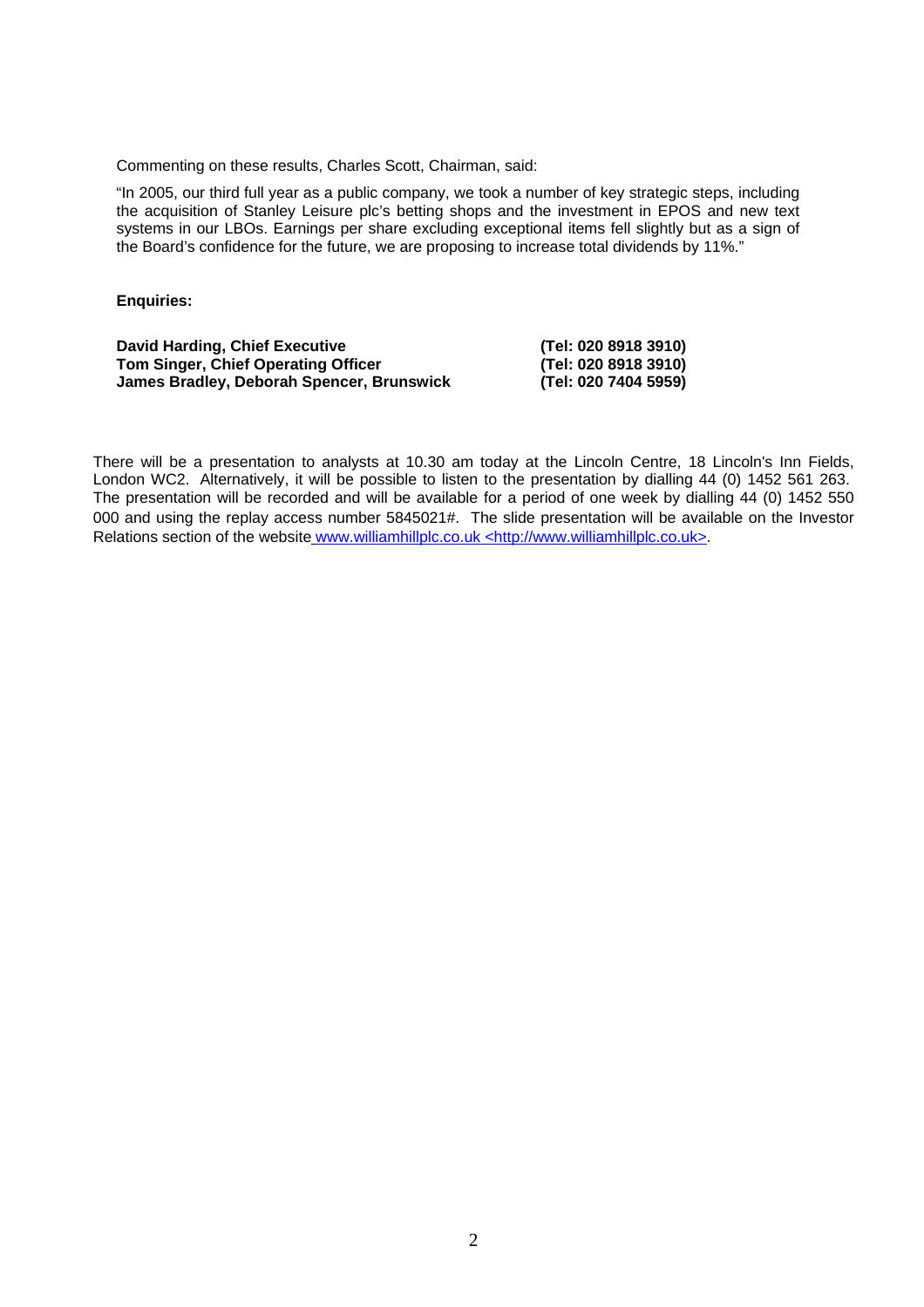Commenting on these results, Charles Scott, Chairman, said:

"In 2005, our third full year as a public company, we took a number of key strategic steps, including the acquisition of Stanley Leisure plc's betting shops and the investment in EPOS and new text systems in our LBOs. Earnings per share excluding exceptional items fell slightly but as a sign of the Board's confidence for the future, we are proposing to increase total dividends by 11%."

**Enquiries:**

| | |
|---|---|
| **David Harding, Chief Executive** | **(Tel: 020 8918 3910)** |
| **Tom Singer, Chief Operating Officer** | **(Tel: 020 8918 3910)** |
| **James Bradley, Deborah Spencer, Brunswick** | **(Tel: 020 7404 5959)** |

There will be a presentation to analysts at 10.30 am today at the Lincoln Centre, 18 Lincoln's Inn Fields, London WC2. Alternatively, it will be possible to listen to the presentation by dialling 44 (0) 1452 561 263. The presentation will be recorded and will be available for a period of one week by dialling 44 (0) 1452 550 000 and using the replay access number 5845021#. The slide presentation will be available on the Investor Relations section of the website www.williamhillplc.co.uk <http://www.williamhillplc.co.uk>.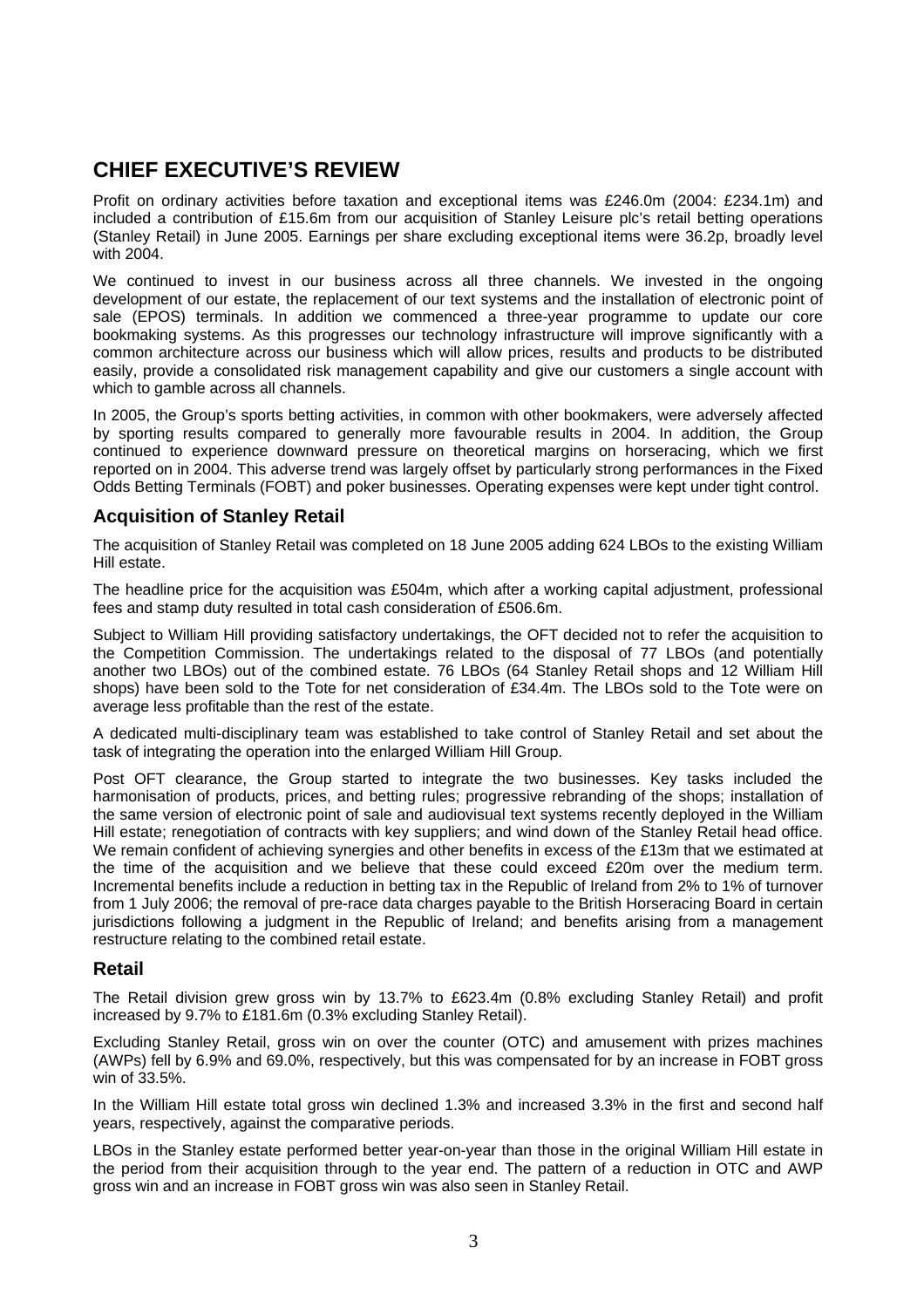# CHIEF EXECUTIVE'S REVIEW

Profit on ordinary activities before taxation and exceptional items was £246.0m (2004: £234.1m) and included a contribution of £15.6m from our acquisition of Stanley Leisure plc's retail betting operations (Stanley Retail) in June 2005. Earnings per share excluding exceptional items were 36.2p, broadly level with 2004.

We continued to invest in our business across all three channels. We invested in the ongoing development of our estate, the replacement of our text systems and the installation of electronic point of sale (EPOS) terminals. In addition we commenced a three-year programme to update our core bookmaking systems. As this progresses our technology infrastructure will improve significantly with a common architecture across our business which will allow prices, results and products to be distributed easily, provide a consolidated risk management capability and give our customers a single account with which to gamble across all channels.

In 2005, the Group's sports betting activities, in common with other bookmakers, were adversely affected by sporting results compared to generally more favourable results in 2004. In addition, the Group continued to experience downward pressure on theoretical margins on horseracing, which we first reported on in 2004. This adverse trend was largely offset by particularly strong performances in the Fixed Odds Betting Terminals (FOBT) and poker businesses. Operating expenses were kept under tight control.

## Acquisition of Stanley Retail

The acquisition of Stanley Retail was completed on 18 June 2005 adding 624 LBOs to the existing William Hill estate.

The headline price for the acquisition was £504m, which after a working capital adjustment, professional fees and stamp duty resulted in total cash consideration of £506.6m.

Subject to William Hill providing satisfactory undertakings, the OFT decided not to refer the acquisition to the Competition Commission. The undertakings related to the disposal of 77 LBOs (and potentially another two LBOs) out of the combined estate. 76 LBOs (64 Stanley Retail shops and 12 William Hill shops) have been sold to the Tote for net consideration of £34.4m. The LBOs sold to the Tote were on average less profitable than the rest of the estate.

A dedicated multi-disciplinary team was established to take control of Stanley Retail and set about the task of integrating the operation into the enlarged William Hill Group.

Post OFT clearance, the Group started to integrate the two businesses. Key tasks included the harmonisation of products, prices, and betting rules; progressive rebranding of the shops; installation of the same version of electronic point of sale and audiovisual text systems recently deployed in the William Hill estate; renegotiation of contracts with key suppliers; and wind down of the Stanley Retail head office. We remain confident of achieving synergies and other benefits in excess of the £13m that we estimated at the time of the acquisition and we believe that these could exceed £20m over the medium term. Incremental benefits include a reduction in betting tax in the Republic of Ireland from 2% to 1% of turnover from 1 July 2006; the removal of pre-race data charges payable to the British Horseracing Board in certain jurisdictions following a judgment in the Republic of Ireland; and benefits arising from a management restructure relating to the combined retail estate.

## Retail

The Retail division grew gross win by 13.7% to £623.4m (0.8% excluding Stanley Retail) and profit increased by 9.7% to £181.6m (0.3% excluding Stanley Retail).

Excluding Stanley Retail, gross win on over the counter (OTC) and amusement with prizes machines (AWPs) fell by 6.9% and 69.0%, respectively, but this was compensated for by an increase in FOBT gross win of 33.5%.

In the William Hill estate total gross win declined 1.3% and increased 3.3% in the first and second half years, respectively, against the comparative periods.

LBOs in the Stanley estate performed better year-on-year than those in the original William Hill estate in the period from their acquisition through to the year end. The pattern of a reduction in OTC and AWP gross win and an increase in FOBT gross win was also seen in Stanley Retail.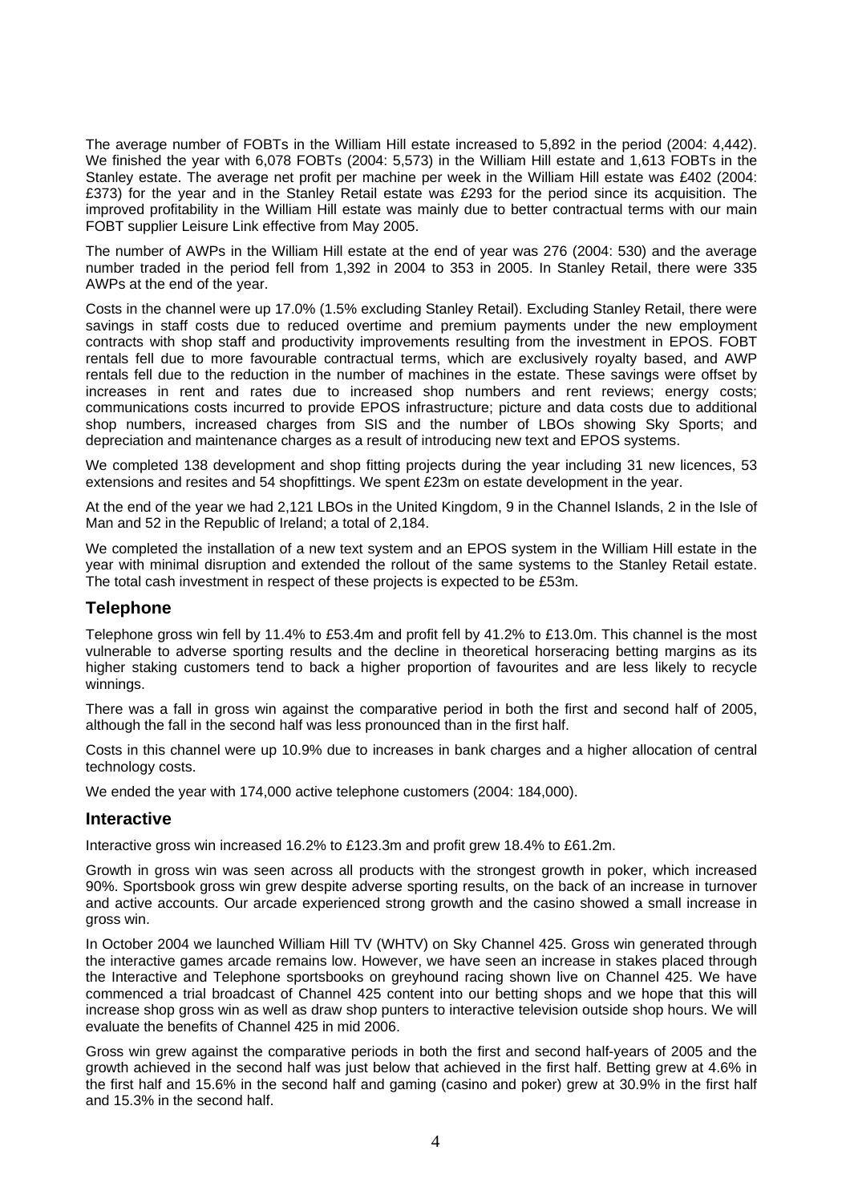The average number of FOBTs in the William Hill estate increased to 5,892 in the period (2004: 4,442). We finished the year with 6,078 FOBTs (2004: 5,573) in the William Hill estate and 1,613 FOBTs in the Stanley estate. The average net profit per machine per week in the William Hill estate was £402 (2004: £373) for the year and in the Stanley Retail estate was £293 for the period since its acquisition. The improved profitability in the William Hill estate was mainly due to better contractual terms with our main FOBT supplier Leisure Link effective from May 2005.

The number of AWPs in the William Hill estate at the end of year was 276 (2004: 530) and the average number traded in the period fell from 1,392 in 2004 to 353 in 2005. In Stanley Retail, there were 335 AWPs at the end of the year.

Costs in the channel were up 17.0% (1.5% excluding Stanley Retail). Excluding Stanley Retail, there were savings in staff costs due to reduced overtime and premium payments under the new employment contracts with shop staff and productivity improvements resulting from the investment in EPOS. FOBT rentals fell due to more favourable contractual terms, which are exclusively royalty based, and AWP rentals fell due to the reduction in the number of machines in the estate. These savings were offset by increases in rent and rates due to increased shop numbers and rent reviews; energy costs; communications costs incurred to provide EPOS infrastructure; picture and data costs due to additional shop numbers, increased charges from SIS and the number of LBOs showing Sky Sports; and depreciation and maintenance charges as a result of introducing new text and EPOS systems.

We completed 138 development and shop fitting projects during the year including 31 new licences, 53 extensions and resites and 54 shopfittings. We spent £23m on estate development in the year.

At the end of the year we had 2,121 LBOs in the United Kingdom, 9 in the Channel Islands, 2 in the Isle of Man and 52 in the Republic of Ireland; a total of 2,184.

We completed the installation of a new text system and an EPOS system in the William Hill estate in the year with minimal disruption and extended the rollout of the same systems to the Stanley Retail estate. The total cash investment in respect of these projects is expected to be £53m.

## Telephone

Telephone gross win fell by 11.4% to £53.4m and profit fell by 41.2% to £13.0m. This channel is the most vulnerable to adverse sporting results and the decline in theoretical horseracing betting margins as its higher staking customers tend to back a higher proportion of favourites and are less likely to recycle winnings.

There was a fall in gross win against the comparative period in both the first and second half of 2005, although the fall in the second half was less pronounced than in the first half.

Costs in this channel were up 10.9% due to increases in bank charges and a higher allocation of central technology costs.

We ended the year with 174,000 active telephone customers (2004: 184,000).

## Interactive

Interactive gross win increased 16.2% to £123.3m and profit grew 18.4% to £61.2m.

Growth in gross win was seen across all products with the strongest growth in poker, which increased 90%. Sportsbook gross win grew despite adverse sporting results, on the back of an increase in turnover and active accounts. Our arcade experienced strong growth and the casino showed a small increase in gross win.

In October 2004 we launched William Hill TV (WHTV) on Sky Channel 425. Gross win generated through the interactive games arcade remains low. However, we have seen an increase in stakes placed through the Interactive and Telephone sportsbooks on greyhound racing shown live on Channel 425. We have commenced a trial broadcast of Channel 425 content into our betting shops and we hope that this will increase shop gross win as well as draw shop punters to interactive television outside shop hours. We will evaluate the benefits of Channel 425 in mid 2006.

Gross win grew against the comparative periods in both the first and second half-years of 2005 and the growth achieved in the second half was just below that achieved in the first half. Betting grew at 4.6% in the first half and 15.6% in the second half and gaming (casino and poker) grew at 30.9% in the first half and 15.3% in the second half.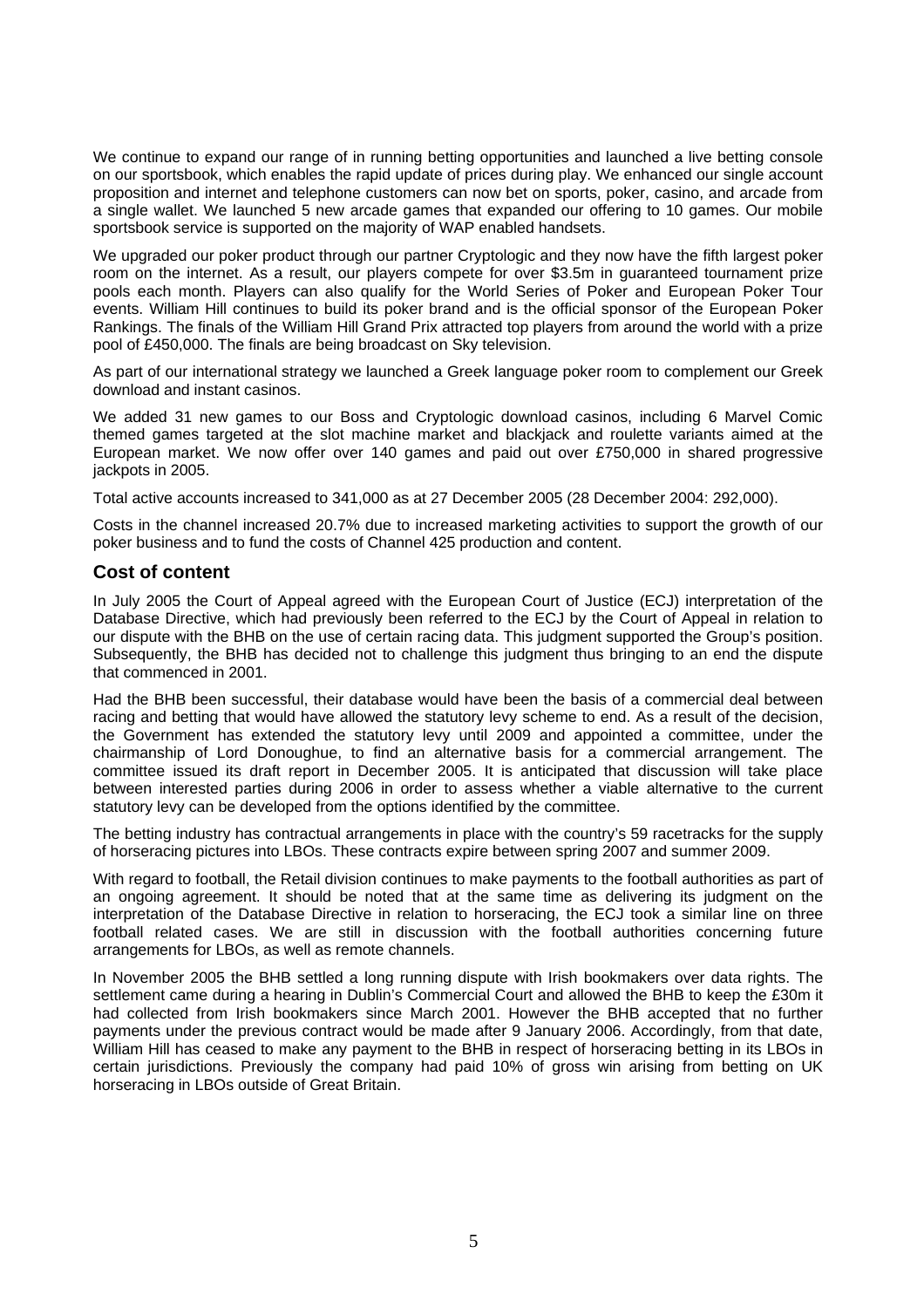We continue to expand our range of in running betting opportunities and launched a live betting console on our sportsbook, which enables the rapid update of prices during play. We enhanced our single account proposition and internet and telephone customers can now bet on sports, poker, casino, and arcade from a single wallet. We launched 5 new arcade games that expanded our offering to 10 games. Our mobile sportsbook service is supported on the majority of WAP enabled handsets.

We upgraded our poker product through our partner Cryptologic and they now have the fifth largest poker room on the internet. As a result, our players compete for over $3.5m in guaranteed tournament prize pools each month. Players can also qualify for the World Series of Poker and European Poker Tour events. William Hill continues to build its poker brand and is the official sponsor of the European Poker Rankings. The finals of the William Hill Grand Prix attracted top players from around the world with a prize pool of £450,000. The finals are being broadcast on Sky television.

As part of our international strategy we launched a Greek language poker room to complement our Greek download and instant casinos.

We added 31 new games to our Boss and Cryptologic download casinos, including 6 Marvel Comic themed games targeted at the slot machine market and blackjack and roulette variants aimed at the European market. We now offer over 140 games and paid out over £750,000 in shared progressive jackpots in 2005.

Total active accounts increased to 341,000 as at 27 December 2005 (28 December 2004: 292,000).

Costs in the channel increased 20.7% due to increased marketing activities to support the growth of our poker business and to fund the costs of Channel 425 production and content.

## Cost of content

In July 2005 the Court of Appeal agreed with the European Court of Justice (ECJ) interpretation of the Database Directive, which had previously been referred to the ECJ by the Court of Appeal in relation to our dispute with the BHB on the use of certain racing data. This judgment supported the Group's position. Subsequently, the BHB has decided not to challenge this judgment thus bringing to an end the dispute that commenced in 2001.

Had the BHB been successful, their database would have been the basis of a commercial deal between racing and betting that would have allowed the statutory levy scheme to end. As a result of the decision, the Government has extended the statutory levy until 2009 and appointed a committee, under the chairmanship of Lord Donoughue, to find an alternative basis for a commercial arrangement. The committee issued its draft report in December 2005. It is anticipated that discussion will take place between interested parties during 2006 in order to assess whether a viable alternative to the current statutory levy can be developed from the options identified by the committee.

The betting industry has contractual arrangements in place with the country's 59 racetracks for the supply of horseracing pictures into LBOs. These contracts expire between spring 2007 and summer 2009.

With regard to football, the Retail division continues to make payments to the football authorities as part of an ongoing agreement. It should be noted that at the same time as delivering its judgment on the interpretation of the Database Directive in relation to horseracing, the ECJ took a similar line on three football related cases. We are still in discussion with the football authorities concerning future arrangements for LBOs, as well as remote channels.

In November 2005 the BHB settled a long running dispute with Irish bookmakers over data rights. The settlement came during a hearing in Dublin's Commercial Court and allowed the BHB to keep the £30m it had collected from Irish bookmakers since March 2001. However the BHB accepted that no further payments under the previous contract would be made after 9 January 2006. Accordingly, from that date, William Hill has ceased to make any payment to the BHB in respect of horseracing betting in its LBOs in certain jurisdictions. Previously the company had paid 10% of gross win arising from betting on UK horseracing in LBOs outside of Great Britain.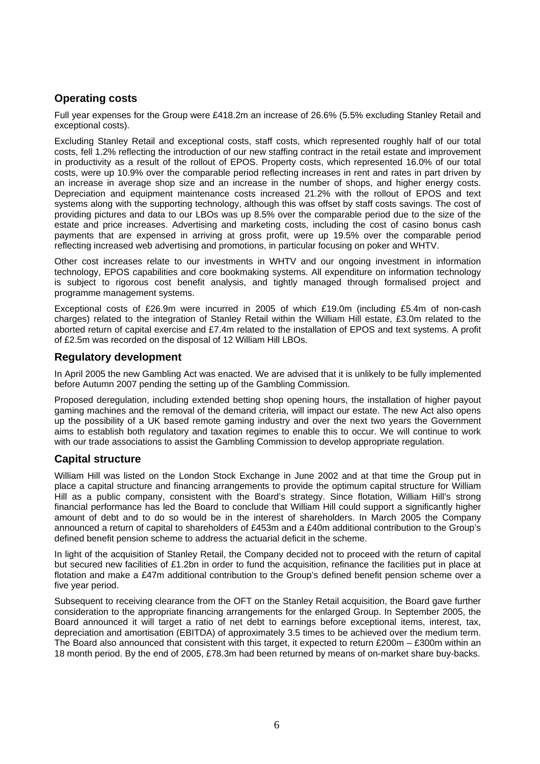## Operating costs

Full year expenses for the Group were £418.2m an increase of 26.6% (5.5% excluding Stanley Retail and exceptional costs).

Excluding Stanley Retail and exceptional costs, staff costs, which represented roughly half of our total costs, fell 1.2% reflecting the introduction of our new staffing contract in the retail estate and improvement in productivity as a result of the rollout of EPOS. Property costs, which represented 16.0% of our total costs, were up 10.9% over the comparable period reflecting increases in rent and rates in part driven by an increase in average shop size and an increase in the number of shops, and higher energy costs. Depreciation and equipment maintenance costs increased 21.2% with the rollout of EPOS and text systems along with the supporting technology, although this was offset by staff costs savings. The cost of providing pictures and data to our LBOs was up 8.5% over the comparable period due to the size of the estate and price increases. Advertising and marketing costs, including the cost of casino bonus cash payments that are expensed in arriving at gross profit, were up 19.5% over the comparable period reflecting increased web advertising and promotions, in particular focusing on poker and WHTV.

Other cost increases relate to our investments in WHTV and our ongoing investment in information technology, EPOS capabilities and core bookmaking systems. All expenditure on information technology is subject to rigorous cost benefit analysis, and tightly managed through formalised project and programme management systems.

Exceptional costs of £26.9m were incurred in 2005 of which £19.0m (including £5.4m of non-cash charges) related to the integration of Stanley Retail within the William Hill estate, £3.0m related to the aborted return of capital exercise and £7.4m related to the installation of EPOS and text systems. A profit of £2.5m was recorded on the disposal of 12 William Hill LBOs.

## Regulatory development

In April 2005 the new Gambling Act was enacted. We are advised that it is unlikely to be fully implemented before Autumn 2007 pending the setting up of the Gambling Commission.

Proposed deregulation, including extended betting shop opening hours, the installation of higher payout gaming machines and the removal of the demand criteria, will impact our estate. The new Act also opens up the possibility of a UK based remote gaming industry and over the next two years the Government aims to establish both regulatory and taxation regimes to enable this to occur. We will continue to work with our trade associations to assist the Gambling Commission to develop appropriate regulation.

## Capital structure

William Hill was listed on the London Stock Exchange in June 2002 and at that time the Group put in place a capital structure and financing arrangements to provide the optimum capital structure for William Hill as a public company, consistent with the Board's strategy. Since flotation, William Hill's strong financial performance has led the Board to conclude that William Hill could support a significantly higher amount of debt and to do so would be in the interest of shareholders. In March 2005 the Company announced a return of capital to shareholders of £453m and a £40m additional contribution to the Group's defined benefit pension scheme to address the actuarial deficit in the scheme.

In light of the acquisition of Stanley Retail, the Company decided not to proceed with the return of capital but secured new facilities of £1.2bn in order to fund the acquisition, refinance the facilities put in place at flotation and make a £47m additional contribution to the Group's defined benefit pension scheme over a five year period.

Subsequent to receiving clearance from the OFT on the Stanley Retail acquisition, the Board gave further consideration to the appropriate financing arrangements for the enlarged Group. In September 2005, the Board announced it will target a ratio of net debt to earnings before exceptional items, interest, tax, depreciation and amortisation (EBITDA) of approximately 3.5 times to be achieved over the medium term. The Board also announced that consistent with this target, it expected to return £200m – £300m within an 18 month period. By the end of 2005, £78.3m had been returned by means of on-market share buy-backs.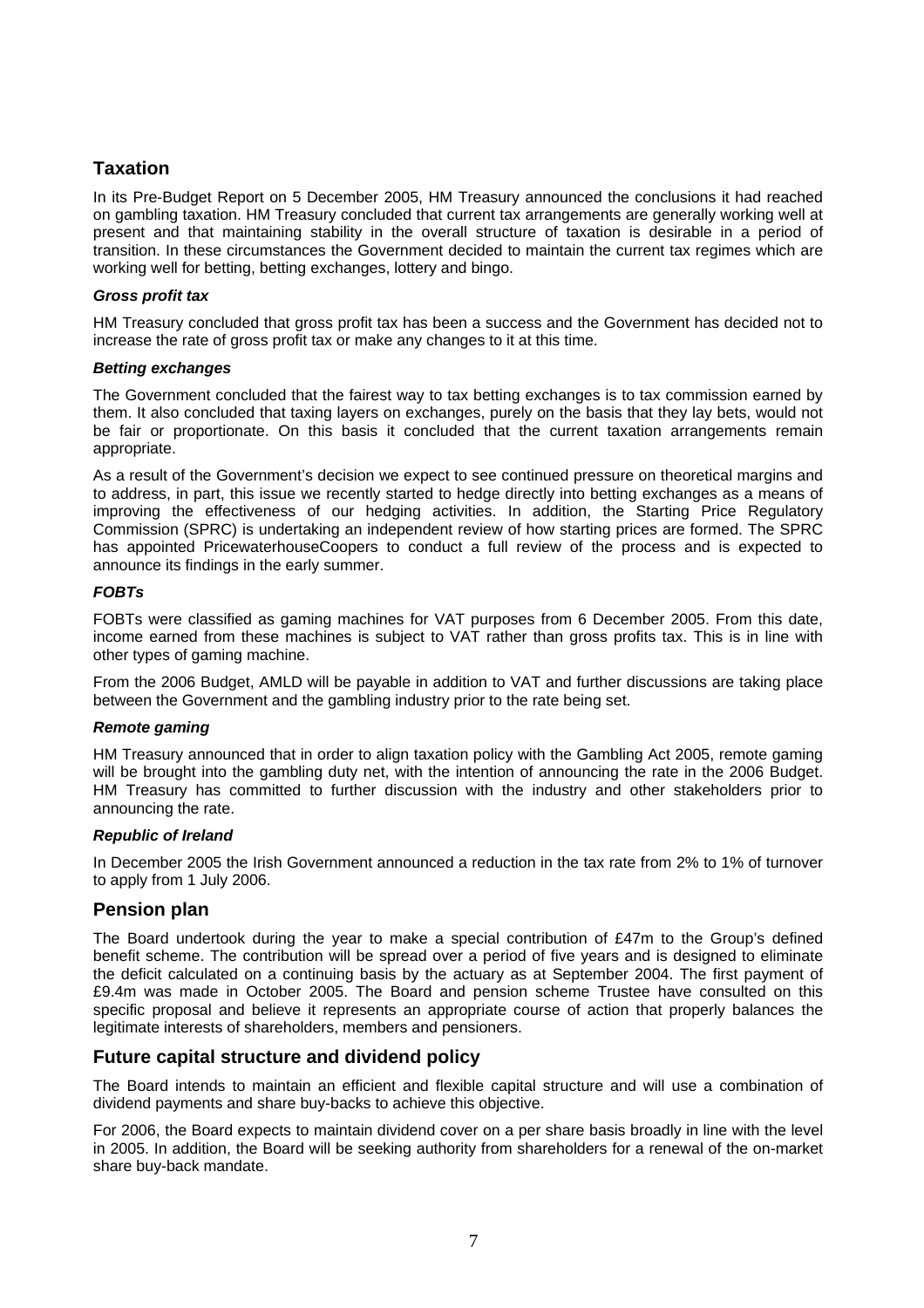## Taxation

In its Pre-Budget Report on 5 December 2005, HM Treasury announced the conclusions it had reached on gambling taxation. HM Treasury concluded that current tax arrangements are generally working well at present and that maintaining stability in the overall structure of taxation is desirable in a period of transition. In these circumstances the Government decided to maintain the current tax regimes which are working well for betting, betting exchanges, lottery and bingo.

### *Gross profit tax*

HM Treasury concluded that gross profit tax has been a success and the Government has decided not to increase the rate of gross profit tax or make any changes to it at this time.

### *Betting exchanges*

The Government concluded that the fairest way to tax betting exchanges is to tax commission earned by them. It also concluded that taxing layers on exchanges, purely on the basis that they lay bets, would not be fair or proportionate. On this basis it concluded that the current taxation arrangements remain appropriate.

As a result of the Government's decision we expect to see continued pressure on theoretical margins and to address, in part, this issue we recently started to hedge directly into betting exchanges as a means of improving the effectiveness of our hedging activities. In addition, the Starting Price Regulatory Commission (SPRC) is undertaking an independent review of how starting prices are formed. The SPRC has appointed PricewaterhouseCoopers to conduct a full review of the process and is expected to announce its findings in the early summer.

### *FOBTs*

FOBTs were classified as gaming machines for VAT purposes from 6 December 2005. From this date, income earned from these machines is subject to VAT rather than gross profits tax. This is in line with other types of gaming machine.

From the 2006 Budget, AMLD will be payable in addition to VAT and further discussions are taking place between the Government and the gambling industry prior to the rate being set.

### *Remote gaming*

HM Treasury announced that in order to align taxation policy with the Gambling Act 2005, remote gaming will be brought into the gambling duty net, with the intention of announcing the rate in the 2006 Budget. HM Treasury has committed to further discussion with the industry and other stakeholders prior to announcing the rate.

### *Republic of Ireland*

In December 2005 the Irish Government announced a reduction in the tax rate from 2% to 1% of turnover to apply from 1 July 2006.

## Pension plan

The Board undertook during the year to make a special contribution of £47m to the Group's defined benefit scheme. The contribution will be spread over a period of five years and is designed to eliminate the deficit calculated on a continuing basis by the actuary as at September 2004. The first payment of £9.4m was made in October 2005. The Board and pension scheme Trustee have consulted on this specific proposal and believe it represents an appropriate course of action that properly balances the legitimate interests of shareholders, members and pensioners.

## Future capital structure and dividend policy

The Board intends to maintain an efficient and flexible capital structure and will use a combination of dividend payments and share buy-backs to achieve this objective.

For 2006, the Board expects to maintain dividend cover on a per share basis broadly in line with the level in 2005. In addition, the Board will be seeking authority from shareholders for a renewal of the on-market share buy-back mandate.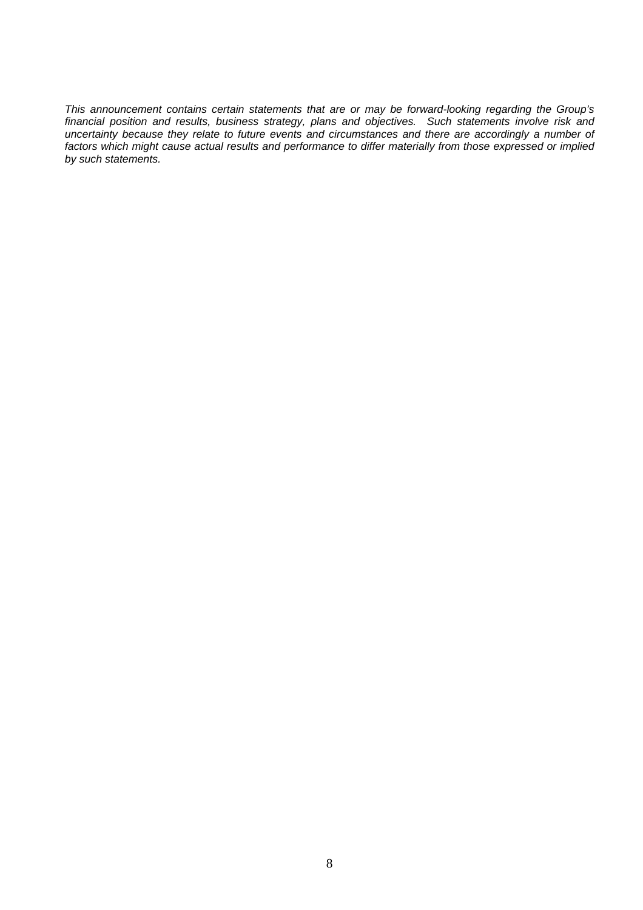*This announcement contains certain statements that are or may be forward-looking regarding the Group's financial position and results, business strategy, plans and objectives. Such statements involve risk and uncertainty because they relate to future events and circumstances and there are accordingly a number of factors which might cause actual results and performance to differ materially from those expressed or implied by such statements.*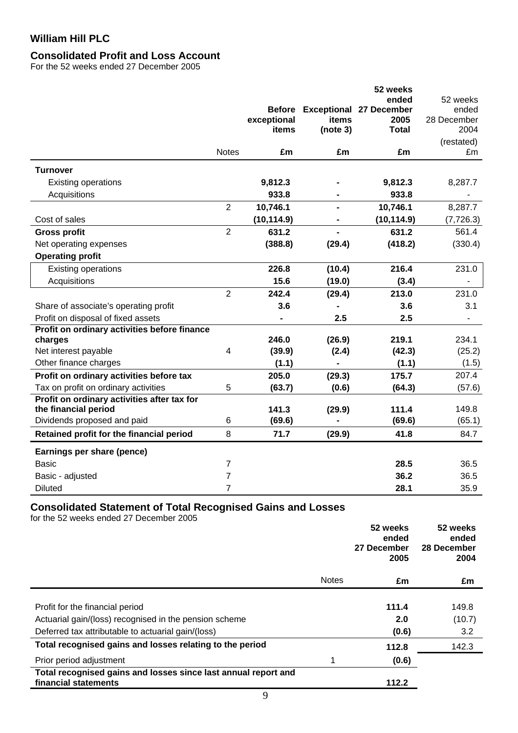## William Hill PLC

## Consolidated Profit and Loss Account

For the 52 weeks ended 27 December 2005

| | Notes | Before exceptional items | Exceptional items (note 3) | 52 weeks ended 27 December 2005 Total | 52 weeks ended 28 December 2004 (restated) |
|---|---|---|---|---|---|
| | | £m | £m | £m | £m |
| **Turnover** | | | | | |
| Existing operations | | **9,812.3** | **-** | **9,812.3** | 8,287.7 |
| Acquisitions | | **933.8** | **-** | **933.8** | - |
| | 2 | **10,746.1** | **-** | **10,746.1** | 8,287.7 |
| Cost of sales | | **(10,114.9)** | **-** | **(10,114.9)** | (7,726.3) |
| **Gross profit** | 2 | **631.2** | **-** | **631.2** | 561.4 |
| Net operating expenses | | **(388.8)** | **(29.4)** | **(418.2)** | (330.4) |
| **Operating profit** | | | | | |
| Existing operations | | **226.8** | **(10.4)** | **216.4** | 231.0 |
| Acquisitions | | **15.6** | **(19.0)** | **(3.4)** | - |
| | 2 | **242.4** | **(29.4)** | **213.0** | 231.0 |
| Share of associate's operating profit | | **3.6** | **-** | **3.6** | 3.1 |
| Profit on disposal of fixed assets | | **-** | **2.5** | **2.5** | - |
| **Profit on ordinary activities before finance charges** | | **246.0** | **(26.9)** | **219.1** | 234.1 |
| Net interest payable | 4 | **(39.9)** | **(2.4)** | **(42.3)** | (25.2) |
| Other finance charges | | **(1.1)** | **-** | **(1.1)** | (1.5) |
| **Profit on ordinary activities before tax** | | **205.0** | **(29.3)** | **175.7** | 207.4 |
| Tax on profit on ordinary activities | 5 | **(63.7)** | **(0.6)** | **(64.3)** | (57.6) |
| **Profit on ordinary activities after tax for the financial period** | | **141.3** | **(29.9)** | **111.4** | 149.8 |
| Dividends proposed and paid | 6 | **(69.6)** | **-** | **(69.6)** | (65.1) |
| **Retained profit for the financial period** | 8 | **71.7** | **(29.9)** | **41.8** | 84.7 |
| **Earnings per share (pence)** | | | | | |
| Basic | 7 | | | **28.5** | 36.5 |
| Basic - adjusted | 7 | | | **36.2** | 36.5 |
| Diluted | 7 | | | **28.1** | 35.9 |

## Consolidated Statement of Total Recognised Gains and Losses

for the 52 weeks ended 27 December 2005

| | Notes | 52 weeks ended 27 December 2005 | 52 weeks ended 28 December 2004 |
|---|---|---|---|
| | | £m | £m |
| Profit for the financial period | | **111.4** | 149.8 |
| Actuarial gain/(loss) recognised in the pension scheme | | **2.0** | (10.7) |
| Deferred tax attributable to actuarial gain/(loss) | | **(0.6)** | 3.2 |
| **Total recognised gains and losses relating to the period** | | **112.8** | 142.3 |
| Prior period adjustment | 1 | **(0.6)** | |
| **Total recognised gains and losses since last annual report and financial statements** | | **112.2** | |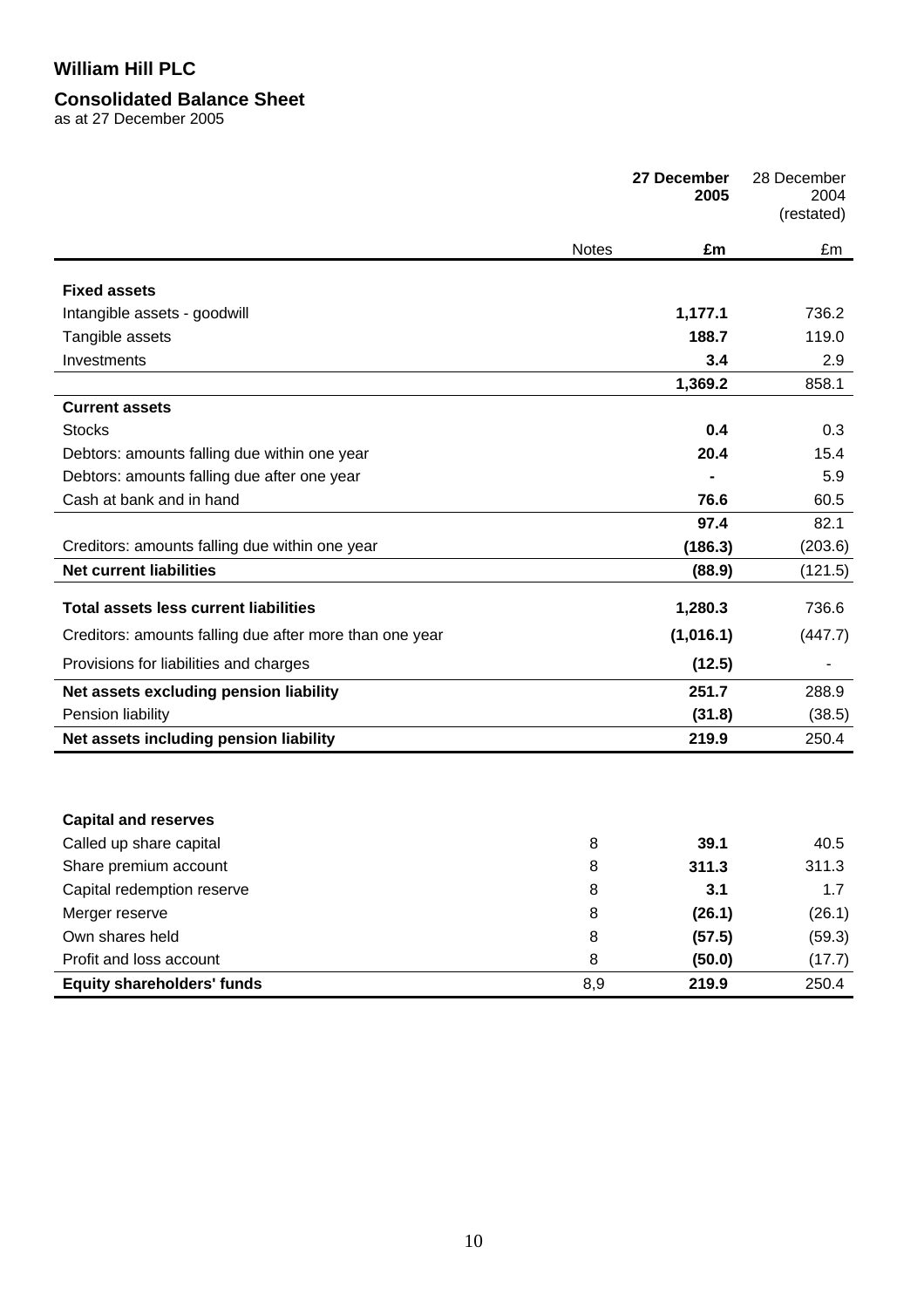## William Hill PLC

## Consolidated Balance Sheet

as at 27 December 2005

| | Notes | **27 December 2005** | 28 December 2004 (restated) |
|---|---|---|---|
| | | **£m** | £m |
| **Fixed assets** | | | |
| Intangible assets - goodwill | | **1,177.1** | 736.2 |
| Tangible assets | | **188.7** | 119.0 |
| Investments | | **3.4** | 2.9 |
| | | **1,369.2** | 858.1 |
| **Current assets** | | | |
| Stocks | | **0.4** | 0.3 |
| Debtors: amounts falling due within one year | | **20.4** | 15.4 |
| Debtors: amounts falling due after one year | | **-** | 5.9 |
| Cash at bank and in hand | | **76.6** | 60.5 |
| | | **97.4** | 82.1 |
| Creditors: amounts falling due within one year | | **(186.3)** | (203.6) |
| **Net current liabilities** | | **(88.9)** | (121.5) |
| **Total assets less current liabilities** | | **1,280.3** | 736.6 |
| Creditors: amounts falling due after more than one year | | **(1,016.1)** | (447.7) |
| Provisions for liabilities and charges | | **(12.5)** | - |
| **Net assets excluding pension liability** | | **251.7** | 288.9 |
| Pension liability | | **(31.8)** | (38.5) |
| **Net assets including pension liability** | | **219.9** | 250.4 |
| | | | |
| **Capital and reserves** | | | |
| Called up share capital | 8 | **39.1** | 40.5 |
| Share premium account | 8 | **311.3** | 311.3 |
| Capital redemption reserve | 8 | **3.1** | 1.7 |
| Merger reserve | 8 | **(26.1)** | (26.1) |
| Own shares held | 8 | **(57.5)** | (59.3) |
| Profit and loss account | 8 | **(50.0)** | (17.7) |
| **Equity shareholders' funds** | 8,9 | **219.9** | 250.4 |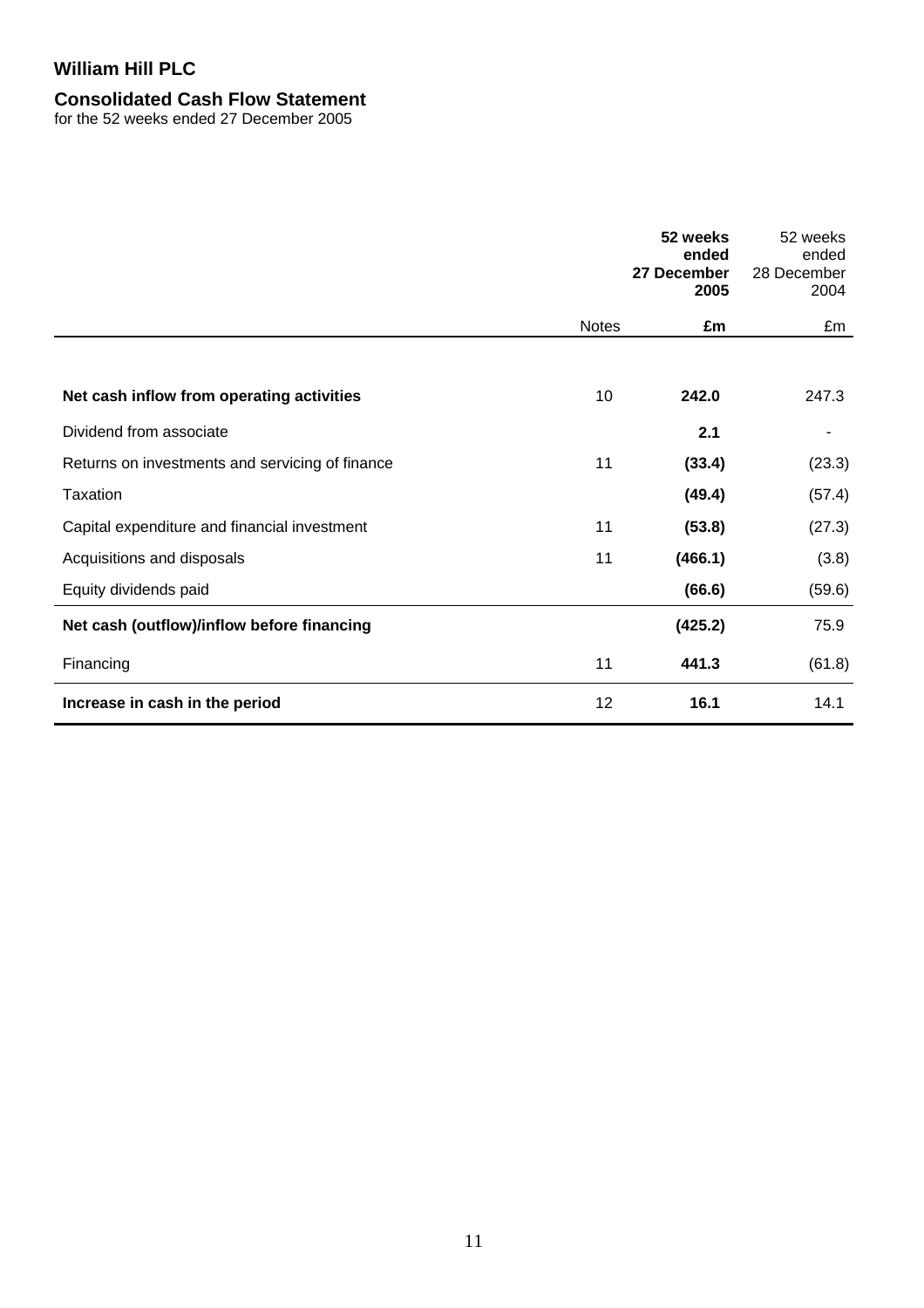# William Hill PLC

## Consolidated Cash Flow Statement

for the 52 weeks ended 27 December 2005

| | Notes | **52 weeks ended 27 December 2005** | 52 weeks ended 28 December 2004 |
|---|---|---|---|
| | | **£m** | £m |
| **Net cash inflow from operating activities** | 10 | **242.0** | 247.3 |
| Dividend from associate | | **2.1** | - |
| Returns on investments and servicing of finance | 11 | **(33.4)** | (23.3) |
| Taxation | | **(49.4)** | (57.4) |
| Capital expenditure and financial investment | 11 | **(53.8)** | (27.3) |
| Acquisitions and disposals | 11 | **(466.1)** | (3.8) |
| Equity dividends paid | | **(66.6)** | (59.6) |
| **Net cash (outflow)/inflow before financing** | | **(425.2)** | 75.9 |
| Financing | 11 | **441.3** | (61.8) |
| **Increase in cash in the period** | 12 | **16.1** | 14.1 |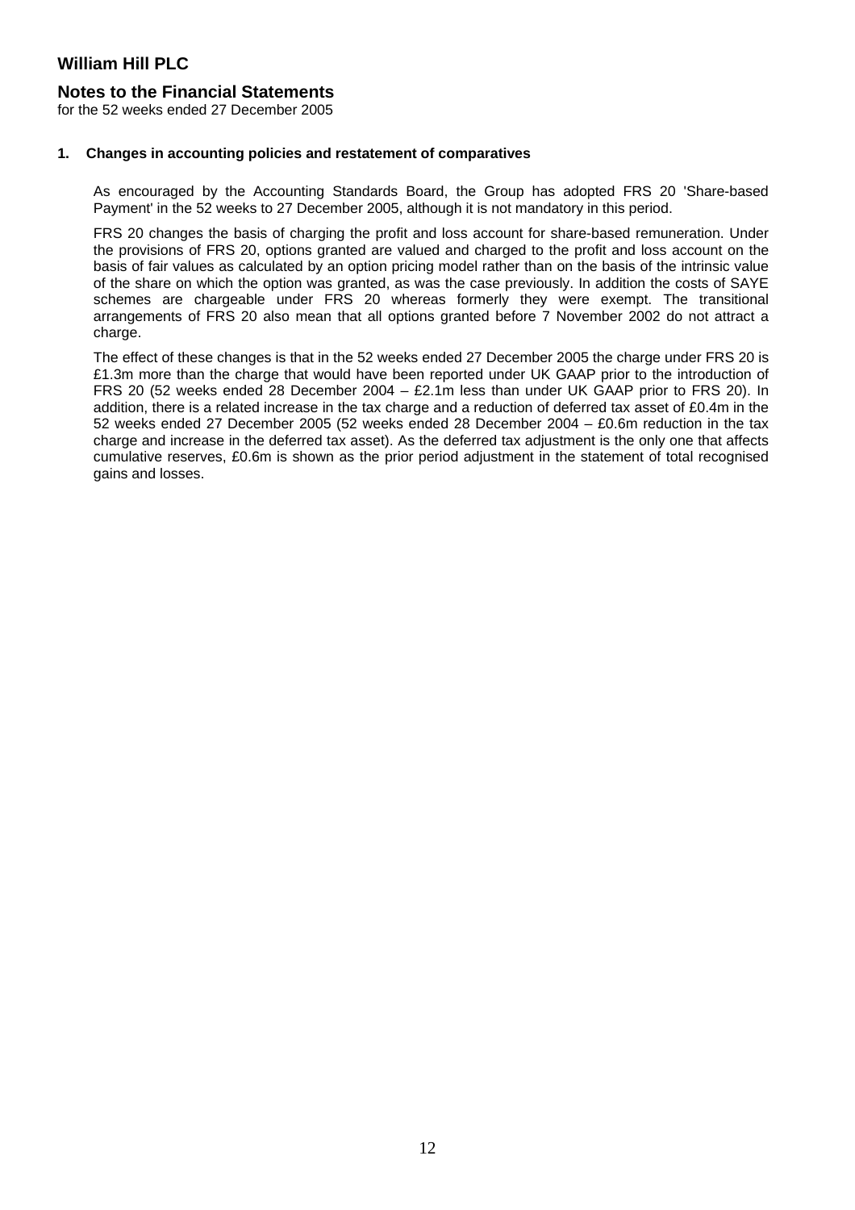# William Hill PLC

## Notes to the Financial Statements

for the 52 weeks ended 27 December 2005

### 1. Changes in accounting policies and restatement of comparatives

As encouraged by the Accounting Standards Board, the Group has adopted FRS 20 'Share-based Payment' in the 52 weeks to 27 December 2005, although it is not mandatory in this period.

FRS 20 changes the basis of charging the profit and loss account for share-based remuneration. Under the provisions of FRS 20, options granted are valued and charged to the profit and loss account on the basis of fair values as calculated by an option pricing model rather than on the basis of the intrinsic value of the share on which the option was granted, as was the case previously. In addition the costs of SAYE schemes are chargeable under FRS 20 whereas formerly they were exempt. The transitional arrangements of FRS 20 also mean that all options granted before 7 November 2002 do not attract a charge.

The effect of these changes is that in the 52 weeks ended 27 December 2005 the charge under FRS 20 is £1.3m more than the charge that would have been reported under UK GAAP prior to the introduction of FRS 20 (52 weeks ended 28 December 2004 – £2.1m less than under UK GAAP prior to FRS 20). In addition, there is a related increase in the tax charge and a reduction of deferred tax asset of £0.4m in the 52 weeks ended 27 December 2005 (52 weeks ended 28 December 2004 – £0.6m reduction in the tax charge and increase in the deferred tax asset). As the deferred tax adjustment is the only one that affects cumulative reserves, £0.6m is shown as the prior period adjustment in the statement of total recognised gains and losses.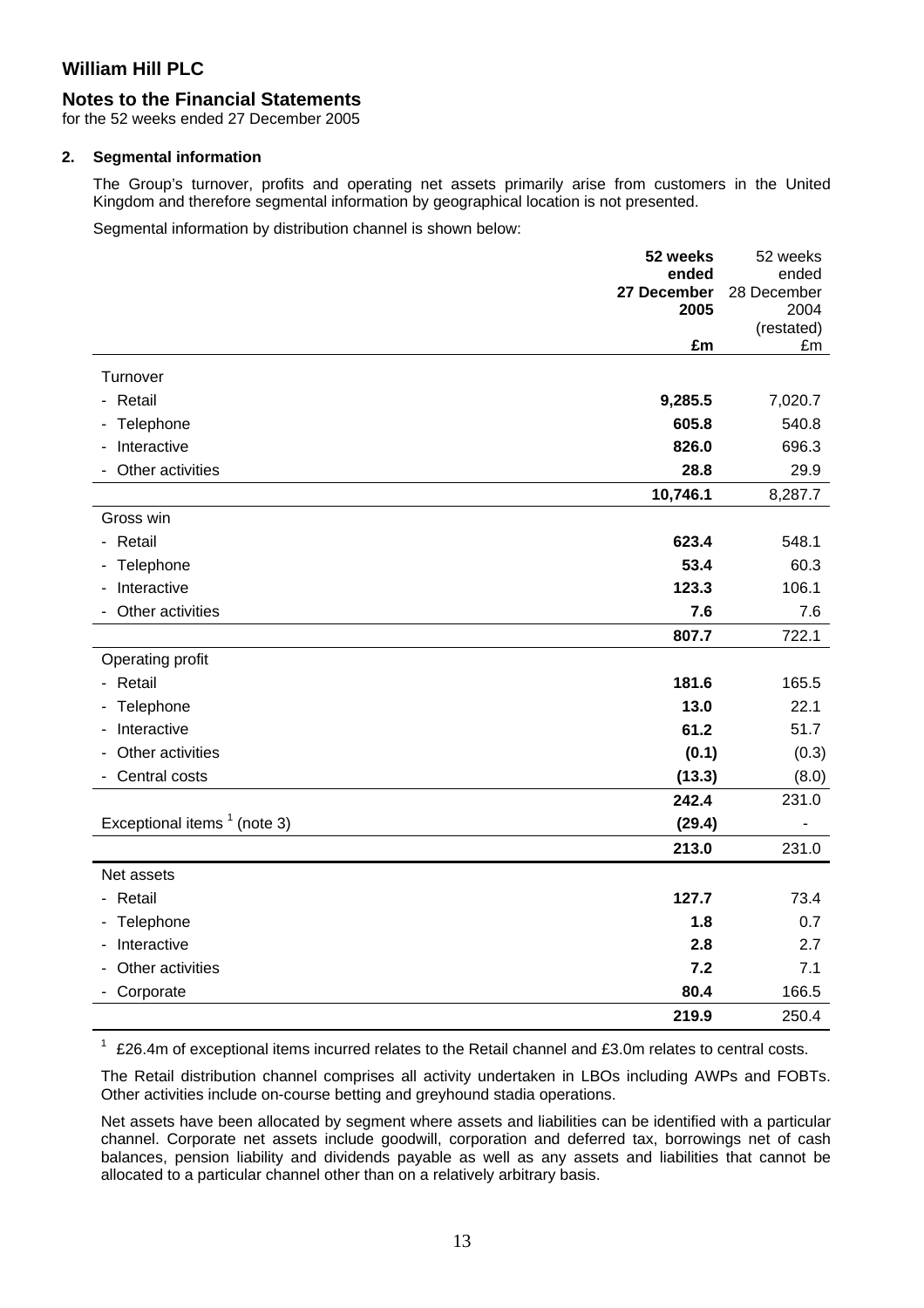# William Hill PLC

## Notes to the Financial Statements

for the 52 weeks ended 27 December 2005

### 2. Segmental information

The Group's turnover, profits and operating net assets primarily arise from customers in the United Kingdom and therefore segmental information by geographical location is not presented.

Segmental information by distribution channel is shown below:

| | **52 weeks ended 27 December 2005 £m** | 52 weeks ended 28 December 2004 (restated) £m |
|---|---|---|
| Turnover | | |
| - Retail | **9,285.5** | 7,020.7 |
| - Telephone | **605.8** | 540.8 |
| - Interactive | **826.0** | 696.3 |
| - Other activities | **28.8** | 29.9 |
| | **10,746.1** | 8,287.7 |
| Gross win | | |
| - Retail | **623.4** | 548.1 |
| - Telephone | **53.4** | 60.3 |
| - Interactive | **123.3** | 106.1 |
| - Other activities | **7.6** | 7.6 |
| | **807.7** | 722.1 |
| Operating profit | | |
| - Retail | **181.6** | 165.5 |
| - Telephone | **13.0** | 22.1 |
| - Interactive | **61.2** | 51.7 |
| - Other activities | **(0.1)** | (0.3) |
| - Central costs | **(13.3)** | (8.0) |
| | **242.4** | 231.0 |
| Exceptional items [1] (note 3) | **(29.4)** | - |
| | **213.0** | 231.0 |
| Net assets | | |
| - Retail | **127.7** | 73.4 |
| - Telephone | **1.8** | 0.7 |
| - Interactive | **2.8** | 2.7 |
| - Other activities | **7.2** | 7.1 |
| - Corporate | **80.4** | 166.5 |
| | **219.9** | 250.4 |

[1] £26.4m of exceptional items incurred relates to the Retail channel and £3.0m relates to central costs.

The Retail distribution channel comprises all activity undertaken in LBOs including AWPs and FOBTs. Other activities include on-course betting and greyhound stadia operations.

Net assets have been allocated by segment where assets and liabilities can be identified with a particular channel. Corporate net assets include goodwill, corporation and deferred tax, borrowings net of cash balances, pension liability and dividends payable as well as any assets and liabilities that cannot be allocated to a particular channel other than on a relatively arbitrary basis.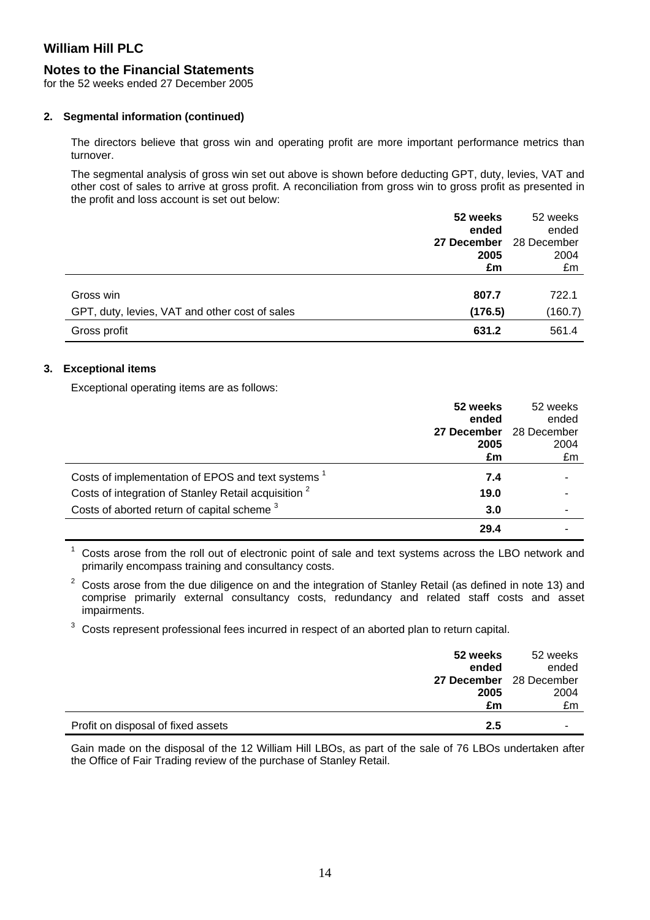# William Hill PLC

## Notes to the Financial Statements

for the 52 weeks ended 27 December 2005

### 2. Segmental information (continued)

The directors believe that gross win and operating profit are more important performance metrics than turnover.

The segmental analysis of gross win set out above is shown before deducting GPT, duty, levies, VAT and other cost of sales to arrive at gross profit. A reconciliation from gross win to gross profit as presented in the profit and loss account is set out below:

| | **52 weeks ended 27 December 2005 £m** | 52 weeks ended 28 December 2004 £m |
|---|---|---|
| Gross win | **807.7** | 722.1 |
| GPT, duty, levies, VAT and other cost of sales | **(176.5)** | (160.7) |
| Gross profit | **631.2** | 561.4 |

### 3. Exceptional items

Exceptional operating items are as follows:

| | **52 weeks ended 27 December 2005 £m** | 52 weeks ended 28 December 2004 £m |
|---|---|---|
| Costs of implementation of EPOS and text systems [1] | **7.4** | - |
| Costs of integration of Stanley Retail acquisition [2] | **19.0** | - |
| Costs of aborted return of capital scheme [3] | **3.0** | - |
| | **29.4** | - |

[1] Costs arose from the roll out of electronic point of sale and text systems across the LBO network and primarily encompass training and consultancy costs.

[2] Costs arose from the due diligence on and the integration of Stanley Retail (as defined in note 13) and comprise primarily external consultancy costs, redundancy and related staff costs and asset impairments.

[3] Costs represent professional fees incurred in respect of an aborted plan to return capital.

| | **52 weeks ended 27 December 2005 £m** | 52 weeks ended 28 December 2004 £m |
|---|---|---|
| Profit on disposal of fixed assets | **2.5** | - |

Gain made on the disposal of the 12 William Hill LBOs, as part of the sale of 76 LBOs undertaken after the Office of Fair Trading review of the purchase of Stanley Retail.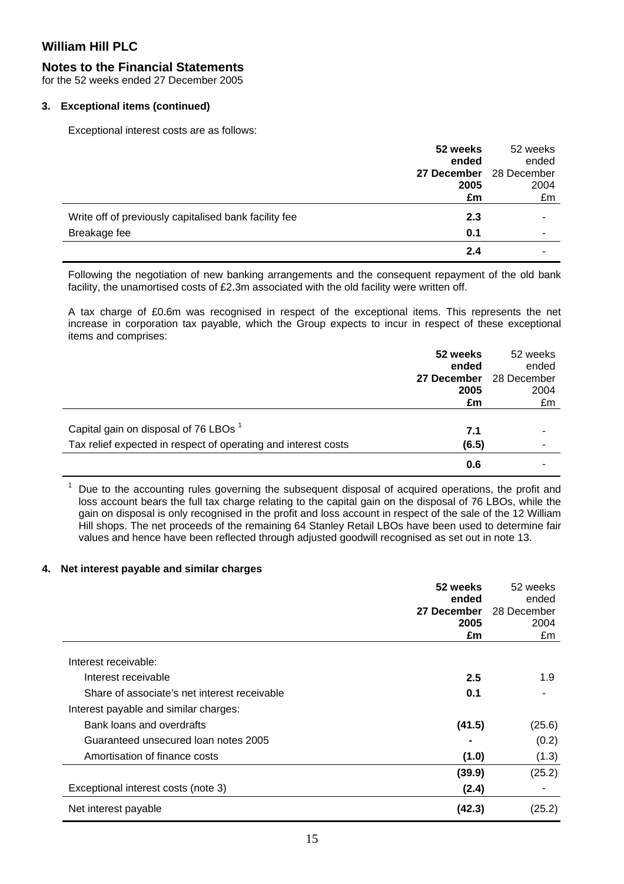# William Hill PLC

## Notes to the Financial Statements

for the 52 weeks ended 27 December 2005

### 3. Exceptional items (continued)

Exceptional interest costs are as follows:

| | **52 weeks ended 27 December 2005 £m** | 52 weeks ended 28 December 2004 £m |
|---|---|---|
| Write off of previously capitalised bank facility fee | **2.3** | - |
| Breakage fee | **0.1** | - |
| | **2.4** | - |

Following the negotiation of new banking arrangements and the consequent repayment of the old bank facility, the unamortised costs of £2.3m associated with the old facility were written off.

A tax charge of £0.6m was recognised in respect of the exceptional items. This represents the net increase in corporation tax payable, which the Group expects to incur in respect of these exceptional items and comprises:

| | **52 weeks ended 27 December 2005 £m** | 52 weeks ended 28 December 2004 £m |
|---|---|---|
| Capital gain on disposal of 76 LBOs [1] | **7.1** | - |
| Tax relief expected in respect of operating and interest costs | **(6.5)** | - |
| | **0.6** | - |

[1] Due to the accounting rules governing the subsequent disposal of acquired operations, the profit and loss account bears the full tax charge relating to the capital gain on the disposal of 76 LBOs, while the gain on disposal is only recognised in the profit and loss account in respect of the sale of the 12 William Hill shops. The net proceeds of the remaining 64 Stanley Retail LBOs have been used to determine fair values and hence have been reflected through adjusted goodwill recognised as set out in note 13.

### 4. Net interest payable and similar charges

| | **52 weeks ended 27 December 2005 £m** | 52 weeks ended 28 December 2004 £m |
|---|---|---|
| Interest receivable: | | |
| Interest receivable | **2.5** | 1.9 |
| Share of associate's net interest receivable | **0.1** | - |
| Interest payable and similar charges: | | |
| Bank loans and overdrafts | **(41.5)** | (25.6) |
| Guaranteed unsecured loan notes 2005 | **-** | (0.2) |
| Amortisation of finance costs | **(1.0)** | (1.3) |
| | **(39.9)** | (25.2) |
| Exceptional interest costs (note 3) | **(2.4)** | - |
| Net interest payable | **(42.3)** | (25.2) |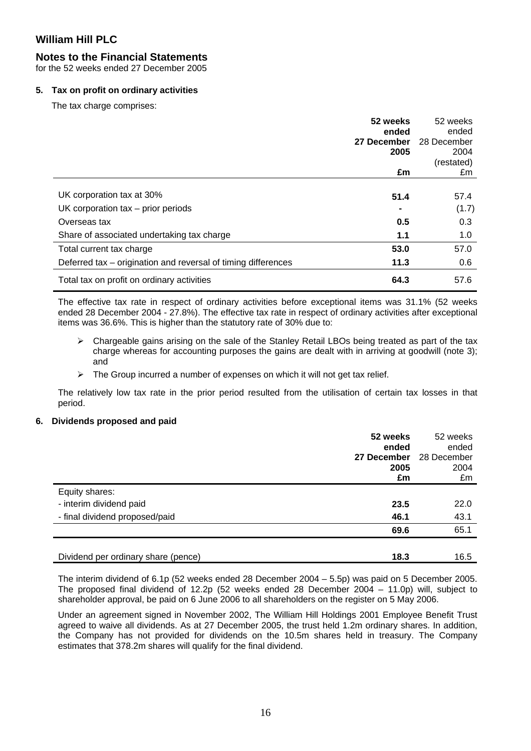# William Hill PLC

## Notes to the Financial Statements

for the 52 weeks ended 27 December 2005

### 5. Tax on profit on ordinary activities

The tax charge comprises:

| | **52 weeks ended 27 December 2005 £m** | 52 weeks ended 28 December 2004 (restated) £m |
|---|---|---|
| UK corporation tax at 30% | **51.4** | 57.4 |
| UK corporation tax – prior periods | **-** | (1.7) |
| Overseas tax | **0.5** | 0.3 |
| Share of associated undertaking tax charge | **1.1** | 1.0 |
| Total current tax charge | **53.0** | 57.0 |
| Deferred tax – origination and reversal of timing differences | **11.3** | 0.6 |
| Total tax on profit on ordinary activities | **64.3** | 57.6 |

The effective tax rate in respect of ordinary activities before exceptional items was 31.1% (52 weeks ended 28 December 2004 - 27.8%). The effective tax rate in respect of ordinary activities after exceptional items was 36.6%. This is higher than the statutory rate of 30% due to:

- Chargeable gains arising on the sale of the Stanley Retail LBOs being treated as part of the tax charge whereas for accounting purposes the gains are dealt with in arriving at goodwill (note 3); and
- The Group incurred a number of expenses on which it will not get tax relief.

The relatively low tax rate in the prior period resulted from the utilisation of certain tax losses in that period.

### 6. Dividends proposed and paid

| | **52 weeks ended 27 December 2005 £m** | 52 weeks ended 28 December 2004 £m |
|---|---|---|
| Equity shares: | | |
| - interim dividend paid | **23.5** | 22.0 |
| - final dividend proposed/paid | **46.1** | 43.1 |
| | **69.6** | 65.1 |
| Dividend per ordinary share (pence) | **18.3** | 16.5 |

The interim dividend of 6.1p (52 weeks ended 28 December 2004 – 5.5p) was paid on 5 December 2005. The proposed final dividend of 12.2p (52 weeks ended 28 December 2004 – 11.0p) will, subject to shareholder approval, be paid on 6 June 2006 to all shareholders on the register on 5 May 2006.

Under an agreement signed in November 2002, The William Hill Holdings 2001 Employee Benefit Trust agreed to waive all dividends. As at 27 December 2005, the trust held 1.2m ordinary shares. In addition, the Company has not provided for dividends on the 10.5m shares held in treasury. The Company estimates that 378.2m shares will qualify for the final dividend.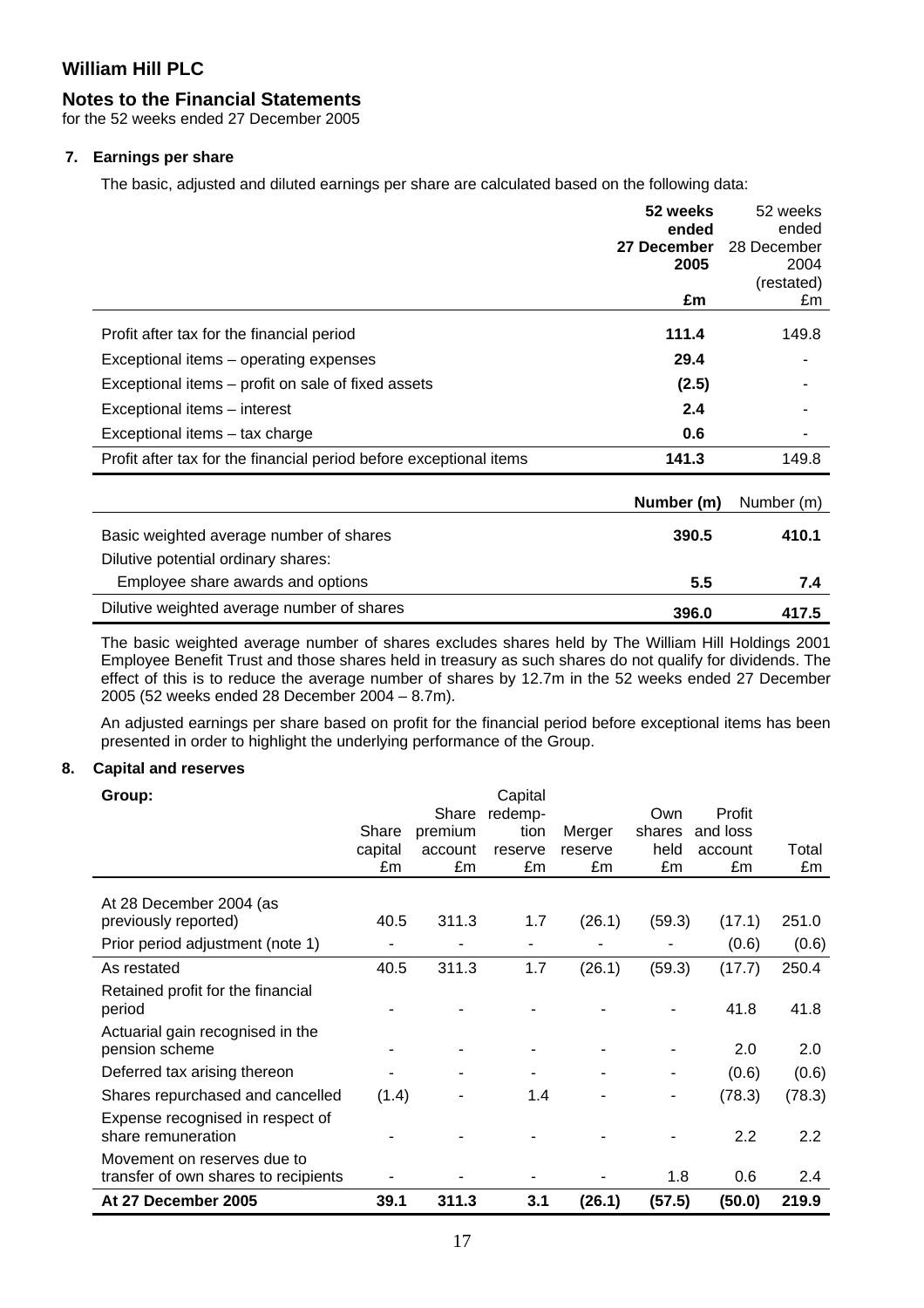# William Hill PLC

## Notes to the Financial Statements

for the 52 weeks ended 27 December 2005

### 7. Earnings per share

The basic, adjusted and diluted earnings per share are calculated based on the following data:

| | **52 weeks ended 27 December 2005** | 52 weeks ended 28 December 2004 (restated) |
|---|---|---|
| | **£m** | £m |
| Profit after tax for the financial period | **111.4** | 149.8 |
| Exceptional items – operating expenses | **29.4** | - |
| Exceptional items – profit on sale of fixed assets | **(2.5)** | - |
| Exceptional items – interest | **2.4** | - |
| Exceptional items – tax charge | **0.6** | - |
| Profit after tax for the financial period before exceptional items | **141.3** | 149.8 |

| | **Number (m)** | Number (m) |
|---|---|---|
| Basic weighted average number of shares | **390.5** | **410.1** |
| Dilutive potential ordinary shares: | | |
| Employee share awards and options | **5.5** | **7.4** |
| Dilutive weighted average number of shares | **396.0** | **417.5** |

The basic weighted average number of shares excludes shares held by The William Hill Holdings 2001 Employee Benefit Trust and those shares held in treasury as such shares do not qualify for dividends. The effect of this is to reduce the average number of shares by 12.7m in the 52 weeks ended 27 December 2005 (52 weeks ended 28 December 2004 – 8.7m).

An adjusted earnings per share based on profit for the financial period before exceptional items has been presented in order to highlight the underlying performance of the Group.

### 8. Capital and reserves

**Group:**

| | Share capital £m | Share premium account £m | Capital redemption reserve £m | Merger reserve £m | Own shares held £m | Profit and loss account £m | Total £m |
|---|---|---|---|---|---|---|---|
| At 28 December 2004 (as previously reported) | 40.5 | 311.3 | 1.7 | (26.1) | (59.3) | (17.1) | 251.0 |
| Prior period adjustment (note 1) | - | - | - | - | - | (0.6) | (0.6) |
| As restated | 40.5 | 311.3 | 1.7 | (26.1) | (59.3) | (17.7) | 250.4 |
| Retained profit for the financial period | - | - | - | - | - | 41.8 | 41.8 |
| Actuarial gain recognised in the pension scheme | - | - | - | - | - | 2.0 | 2.0 |
| Deferred tax arising thereon | - | - | - | - | - | (0.6) | (0.6) |
| Shares repurchased and cancelled | (1.4) | - | 1.4 | - | - | (78.3) | (78.3) |
| Expense recognised in respect of share remuneration | - | - | - | - | - | 2.2 | 2.2 |
| Movement on reserves due to transfer of own shares to recipients | - | - | - | - | 1.8 | 0.6 | 2.4 |
| **At 27 December 2005** | **39.1** | **311.3** | **3.1** | **(26.1)** | **(57.5)** | **(50.0)** | **219.9** |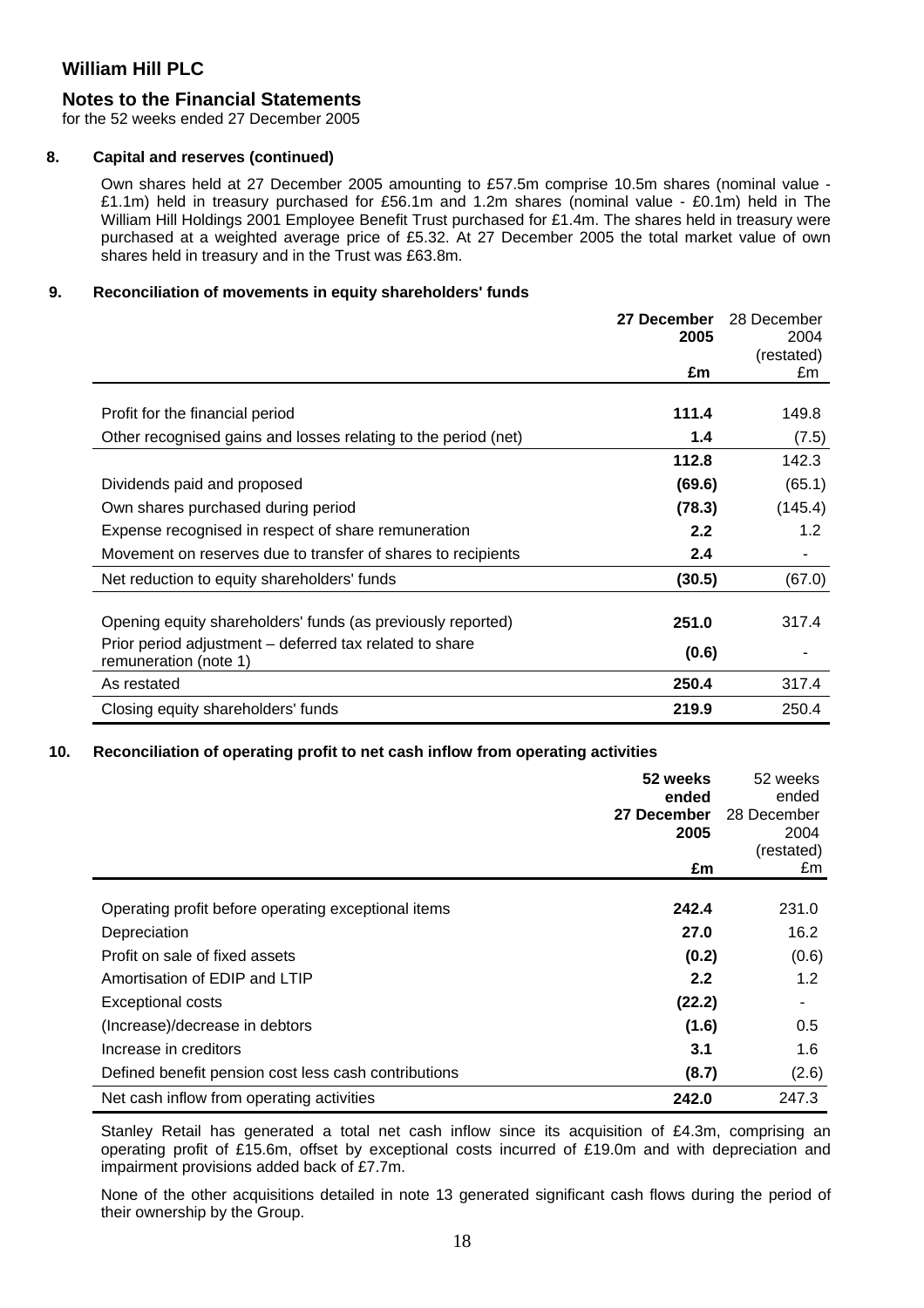# William Hill PLC

## Notes to the Financial Statements

for the 52 weeks ended 27 December 2005

### 8. Capital and reserves (continued)

Own shares held at 27 December 2005 amounting to £57.5m comprise 10.5m shares (nominal value - £1.1m) held in treasury purchased for £56.1m and 1.2m shares (nominal value - £0.1m) held in The William Hill Holdings 2001 Employee Benefit Trust purchased for £1.4m. The shares held in treasury were purchased at a weighted average price of £5.32. At 27 December 2005 the total market value of own shares held in treasury and in the Trust was £63.8m.

### 9. Reconciliation of movements in equity shareholders' funds

| | **27 December 2005 £m** | 28 December 2004 (restated) £m |
|---|---|---|
| Profit for the financial period | **111.4** | 149.8 |
| Other recognised gains and losses relating to the period (net) | **1.4** | (7.5) |
| | **112.8** | 142.3 |
| Dividends paid and proposed | **(69.6)** | (65.1) |
| Own shares purchased during period | **(78.3)** | (145.4) |
| Expense recognised in respect of share remuneration | **2.2** | 1.2 |
| Movement on reserves due to transfer of shares to recipients | **2.4** | - |
| Net reduction to equity shareholders' funds | **(30.5)** | (67.0) |
| Opening equity shareholders' funds (as previously reported) | **251.0** | 317.4 |
| Prior period adjustment – deferred tax related to share remuneration (note 1) | **(0.6)** | - |
| As restated | **250.4** | 317.4 |
| Closing equity shareholders' funds | **219.9** | 250.4 |

### 10. Reconciliation of operating profit to net cash inflow from operating activities

| | **52 weeks ended 27 December 2005 £m** | 52 weeks ended 28 December 2004 (restated) £m |
|---|---|---|
| Operating profit before operating exceptional items | **242.4** | 231.0 |
| Depreciation | **27.0** | 16.2 |
| Profit on sale of fixed assets | **(0.2)** | (0.6) |
| Amortisation of EDIP and LTIP | **2.2** | 1.2 |
| Exceptional costs | **(22.2)** | - |
| (Increase)/decrease in debtors | **(1.6)** | 0.5 |
| Increase in creditors | **3.1** | 1.6 |
| Defined benefit pension cost less cash contributions | **(8.7)** | (2.6) |
| Net cash inflow from operating activities | **242.0** | 247.3 |

Stanley Retail has generated a total net cash inflow since its acquisition of £4.3m, comprising an operating profit of £15.6m, offset by exceptional costs incurred of £19.0m and with depreciation and impairment provisions added back of £7.7m.

None of the other acquisitions detailed in note 13 generated significant cash flows during the period of their ownership by the Group.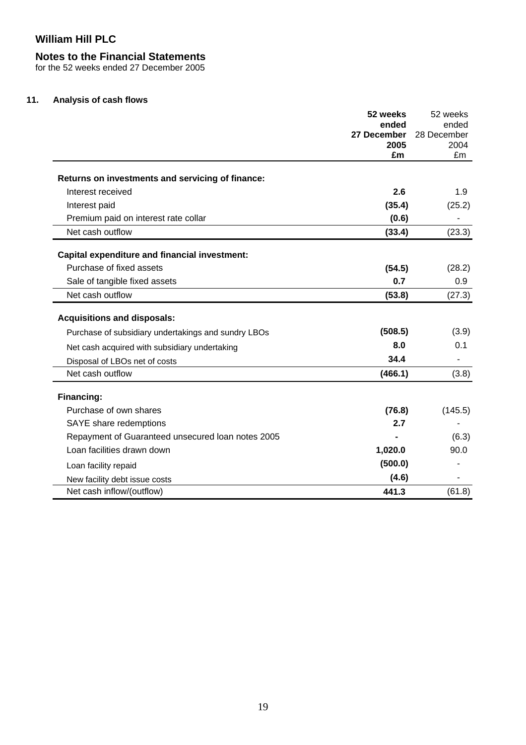# William Hill PLC

## Notes to the Financial Statements

for the 52 weeks ended 27 December 2005

### 11. Analysis of cash flows

| | 52 weeks ended 27 December 2005 £m | 52 weeks ended 28 December 2004 £m |
|---|---|---|
| **Returns on investments and servicing of finance:** | | |
| Interest received | **2.6** | 1.9 |
| Interest paid | **(35.4)** | (25.2) |
| Premium paid on interest rate collar | **(0.6)** | - |
| Net cash outflow | **(33.4)** | (23.3) |
| **Capital expenditure and financial investment:** | | |
| Purchase of fixed assets | **(54.5)** | (28.2) |
| Sale of tangible fixed assets | **0.7** | 0.9 |
| Net cash outflow | **(53.8)** | (27.3) |
| **Acquisitions and disposals:** | | |
| Purchase of subsidiary undertakings and sundry LBOs | **(508.5)** | (3.9) |
| Net cash acquired with subsidiary undertaking | **8.0** | 0.1 |
| Disposal of LBOs net of costs | **34.4** | - |
| Net cash outflow | **(466.1)** | (3.8) |
| **Financing:** | | |
| Purchase of own shares | **(76.8)** | (145.5) |
| SAYE share redemptions | **2.7** | - |
| Repayment of Guaranteed unsecured loan notes 2005 | **-** | (6.3) |
| Loan facilities drawn down | **1,020.0** | 90.0 |
| Loan facility repaid | **(500.0)** | - |
| New facility debt issue costs | **(4.6)** | - |
| Net cash inflow/(outflow) | **441.3** | (61.8) |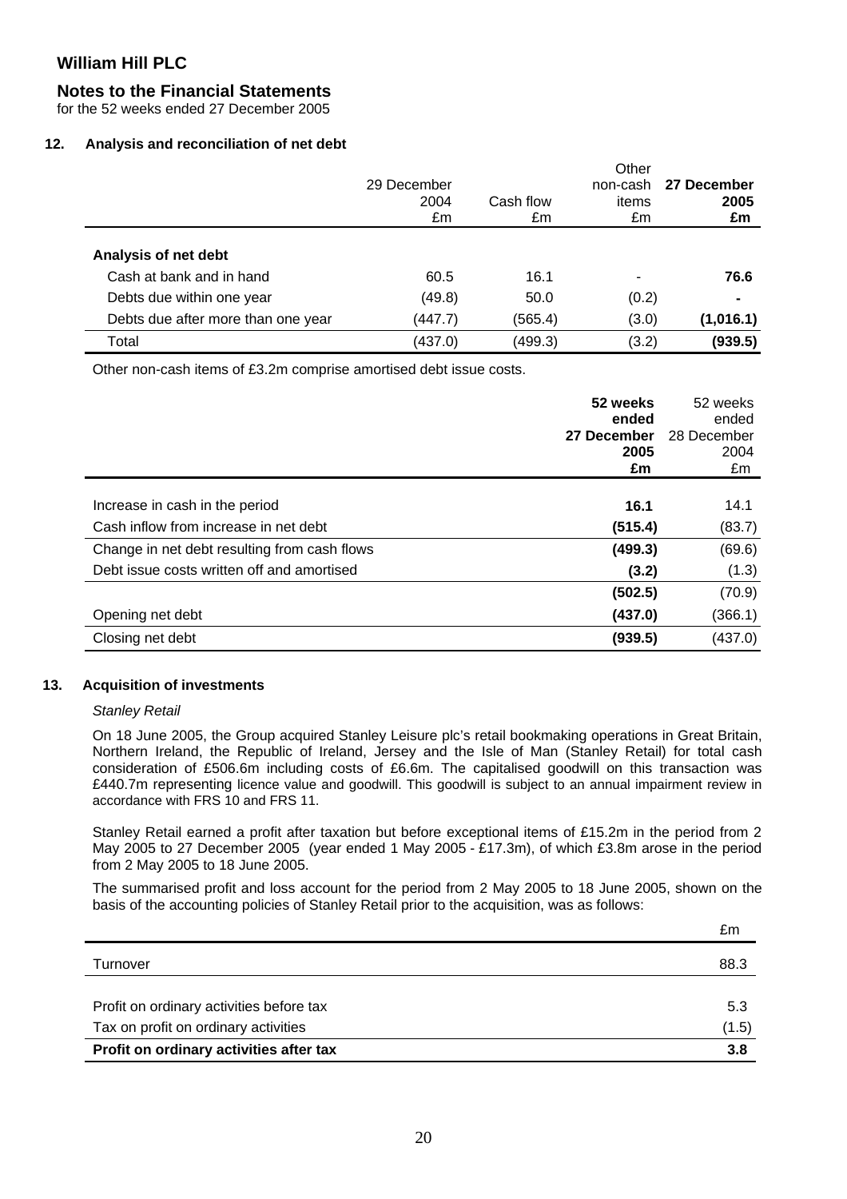# William Hill PLC

## Notes to the Financial Statements

for the 52 weeks ended 27 December 2005

### 12. Analysis and reconciliation of net debt

| | 29 December 2004 £m | Cash flow £m | Other non-cash items £m | **27 December 2005 £m** |
|---|---|---|---|---|
| **Analysis of net debt** | | | | |
| Cash at bank and in hand | 60.5 | 16.1 | - | **76.6** |
| Debts due within one year | (49.8) | 50.0 | (0.2) | **-** |
| Debts due after more than one year | (447.7) | (565.4) | (3.0) | **(1,016.1)** |
| Total | (437.0) | (499.3) | (3.2) | **(939.5)** |

Other non-cash items of £3.2m comprise amortised debt issue costs.

| | **52 weeks ended 27 December 2005 £m** | 52 weeks ended 28 December 2004 £m |
|---|---|---|
| Increase in cash in the period | **16.1** | 14.1 |
| Cash inflow from increase in net debt | **(515.4)** | (83.7) |
| Change in net debt resulting from cash flows | **(499.3)** | (69.6) |
| Debt issue costs written off and amortised | **(3.2)** | (1.3) |
| | **(502.5)** | (70.9) |
| Opening net debt | **(437.0)** | (366.1) |
| Closing net debt | **(939.5)** | (437.0) |

### 13. Acquisition of investments

*Stanley Retail*

On 18 June 2005, the Group acquired Stanley Leisure plc's retail bookmaking operations in Great Britain, Northern Ireland, the Republic of Ireland, Jersey and the Isle of Man (Stanley Retail) for total cash consideration of £506.6m including costs of £6.6m. The capitalised goodwill on this transaction was £440.7m representing licence value and goodwill. This goodwill is subject to an annual impairment review in accordance with FRS 10 and FRS 11.

Stanley Retail earned a profit after taxation but before exceptional items of £15.2m in the period from 2 May 2005 to 27 December 2005 (year ended 1 May 2005 - £17.3m), of which £3.8m arose in the period from 2 May 2005 to 18 June 2005.

The summarised profit and loss account for the period from 2 May 2005 to 18 June 2005, shown on the basis of the accounting policies of Stanley Retail prior to the acquisition, was as follows:

| | £m |
|---|---|
| Turnover | 88.3 |
| Profit on ordinary activities before tax | 5.3 |
| Tax on profit on ordinary activities | (1.5) |
| **Profit on ordinary activities after tax** | **3.8** |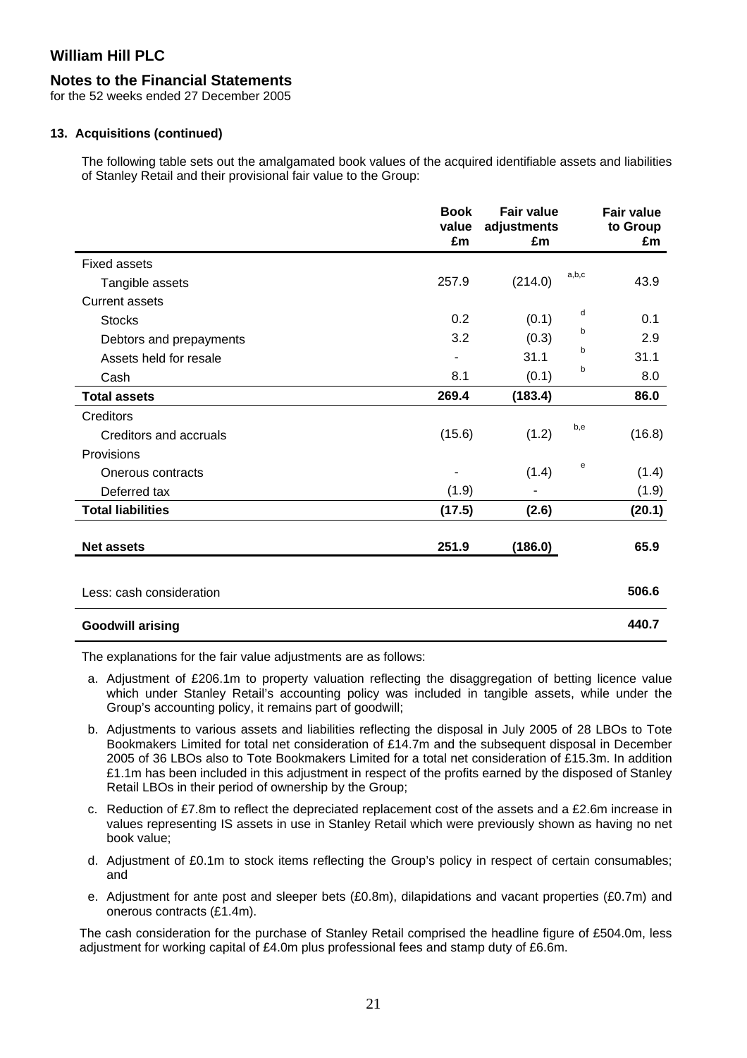# William Hill PLC

## Notes to the Financial Statements

for the 52 weeks ended 27 December 2005

### 13. Acquisitions (continued)

The following table sets out the amalgamated book values of the acquired identifiable assets and liabilities of Stanley Retail and their provisional fair value to the Group:

| | Book value £m | Fair value adjustments £m | | Fair value to Group £m |
|---|---|---|---|---|
| Fixed assets | | | | |
| Tangible assets | 257.9 | (214.0) | a,b,c | 43.9 |
| Current assets | | | | |
| Stocks | 0.2 | (0.1) | d | 0.1 |
| Debtors and prepayments | 3.2 | (0.3) | b | 2.9 |
| Assets held for resale | - | 31.1 | b | 31.1 |
| Cash | 8.1 | (0.1) | b | 8.0 |
| **Total assets** | **269.4** | **(183.4)** | | **86.0** |
| Creditors | | | | |
| Creditors and accruals | (15.6) | (1.2) | b,e | (16.8) |
| Provisions | | | | |
| Onerous contracts | - | (1.4) | e | (1.4) |
| Deferred tax | (1.9) | - | | (1.9) |
| **Total liabilities** | **(17.5)** | **(2.6)** | | **(20.1)** |
| **Net assets** | **251.9** | **(186.0)** | | **65.9** |
| Less: cash consideration | | | | **506.6** |
| **Goodwill arising** | | | | **440.7** |

The explanations for the fair value adjustments are as follows:

a. Adjustment of £206.1m to property valuation reflecting the disaggregation of betting licence value which under Stanley Retail's accounting policy was included in tangible assets, while under the Group's accounting policy, it remains part of goodwill;

b. Adjustments to various assets and liabilities reflecting the disposal in July 2005 of 28 LBOs to Tote Bookmakers Limited for total net consideration of £14.7m and the subsequent disposal in December 2005 of 36 LBOs also to Tote Bookmakers Limited for a total net consideration of £15.3m. In addition £1.1m has been included in this adjustment in respect of the profits earned by the disposed of Stanley Retail LBOs in their period of ownership by the Group;

c. Reduction of £7.8m to reflect the depreciated replacement cost of the assets and a £2.6m increase in values representing IS assets in use in Stanley Retail which were previously shown as having no net book value;

d. Adjustment of £0.1m to stock items reflecting the Group's policy in respect of certain consumables; and

e. Adjustment for ante post and sleeper bets (£0.8m), dilapidations and vacant properties (£0.7m) and onerous contracts (£1.4m).

The cash consideration for the purchase of Stanley Retail comprised the headline figure of £504.0m, less adjustment for working capital of £4.0m plus professional fees and stamp duty of £6.6m.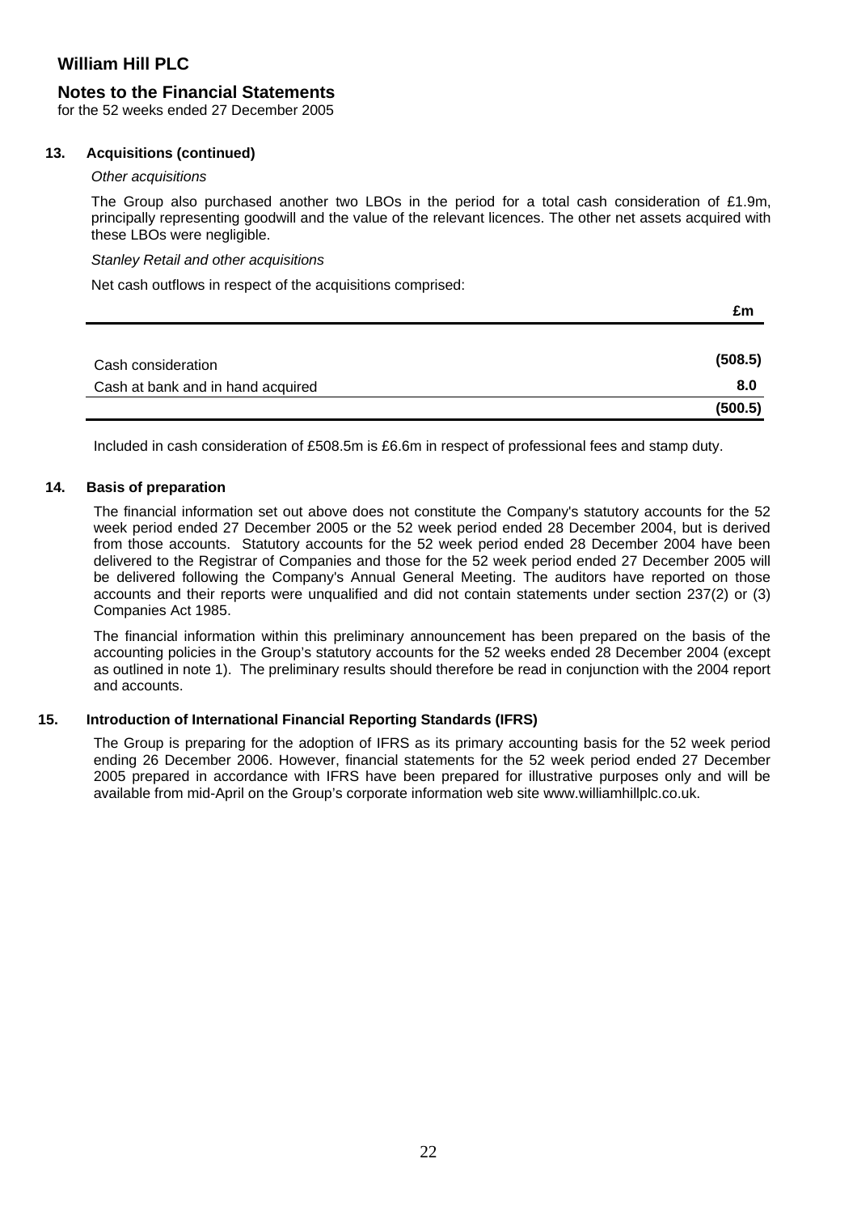# William Hill PLC

## Notes to the Financial Statements

for the 52 weeks ended 27 December 2005

### 13. Acquisitions (continued)

*Other acquisitions*

The Group also purchased another two LBOs in the period for a total cash consideration of £1.9m, principally representing goodwill and the value of the relevant licences. The other net assets acquired with these LBOs were negligible.

*Stanley Retail and other acquisitions*

Net cash outflows in respect of the acquisitions comprised:

| | £m |
|---|---|
| Cash consideration | (508.5) |
| Cash at bank and in hand acquired | 8.0 |
| | (500.5) |

Included in cash consideration of £508.5m is £6.6m in respect of professional fees and stamp duty.

### 14. Basis of preparation

The financial information set out above does not constitute the Company's statutory accounts for the 52 week period ended 27 December 2005 or the 52 week period ended 28 December 2004, but is derived from those accounts. Statutory accounts for the 52 week period ended 28 December 2004 have been delivered to the Registrar of Companies and those for the 52 week period ended 27 December 2005 will be delivered following the Company's Annual General Meeting. The auditors have reported on those accounts and their reports were unqualified and did not contain statements under section 237(2) or (3) Companies Act 1985.

The financial information within this preliminary announcement has been prepared on the basis of the accounting policies in the Group's statutory accounts for the 52 weeks ended 28 December 2004 (except as outlined in note 1). The preliminary results should therefore be read in conjunction with the 2004 report and accounts.

### 15. Introduction of International Financial Reporting Standards (IFRS)

The Group is preparing for the adoption of IFRS as its primary accounting basis for the 52 week period ending 26 December 2006. However, financial statements for the 52 week period ended 27 December 2005 prepared in accordance with IFRS have been prepared for illustrative purposes only and will be available from mid-April on the Group's corporate information web site www.williamhillplc.co.uk.